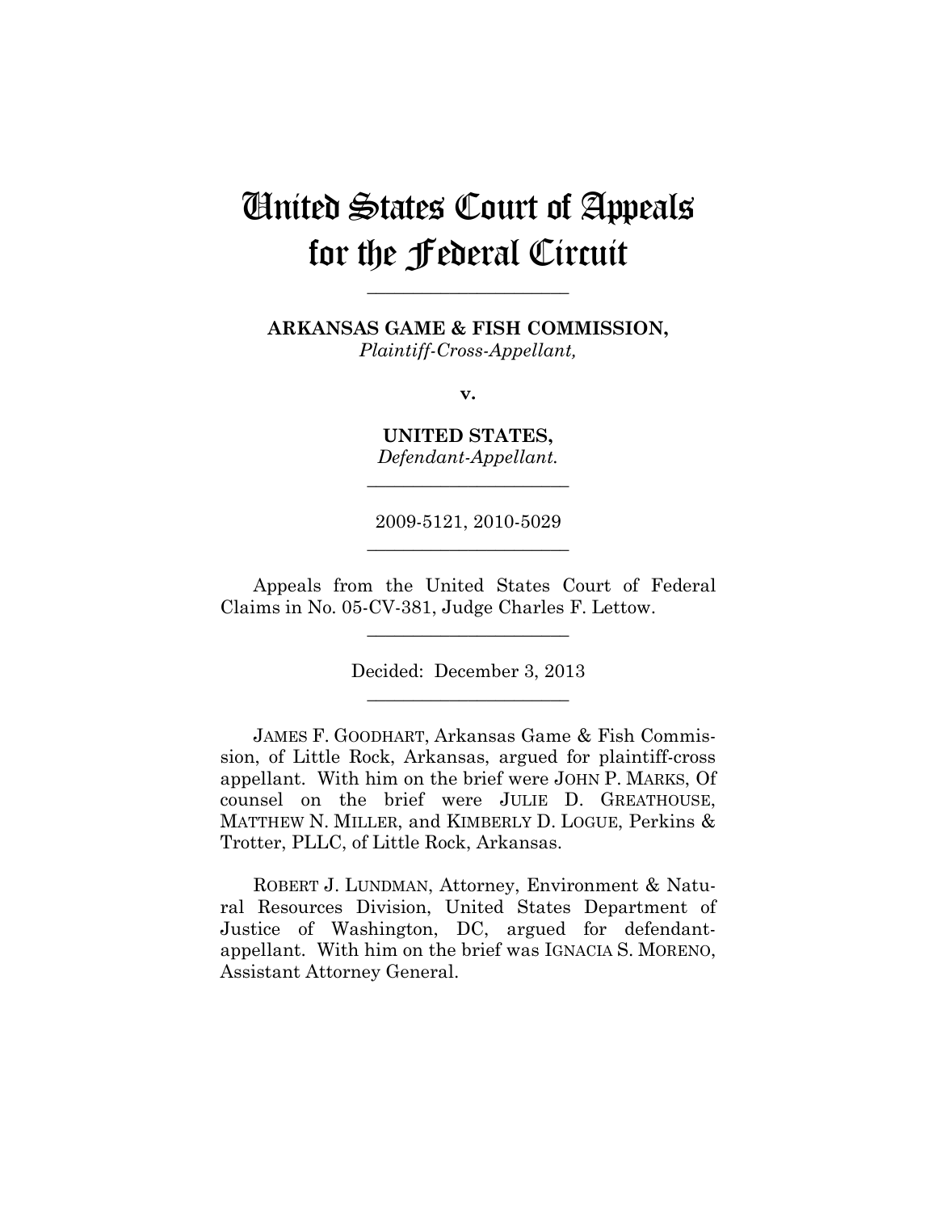# United States Court of Appeals for the Federal Circuit

______________________

**ARKANSAS GAME & FISH COMMISSION,**
*Plaintiff-Cross-Appellant,*

**v.**

**UNITED STATES,**
*Defendant-Appellant.*

______________________

2009-5121, 2010-5029

______________________

Appeals from the United States Court of Federal Claims in No. 05-CV-381, Judge Charles F. Lettow.

______________________

Decided: December 3, 2013

______________________

JAMES F. GOODHART, Arkansas Game & Fish Commission, of Little Rock, Arkansas, argued for plaintiff-cross appellant. With him on the brief were JOHN P. MARKS, Of counsel on the brief were JULIE D. GREATHOUSE, MATTHEW N. MILLER, and KIMBERLY D. LOGUE, Perkins & Trotter, PLLC, of Little Rock, Arkansas.

ROBERT J. LUNDMAN, Attorney, Environment & Natural Resources Division, United States Department of Justice of Washington, DC, argued for defendant-appellant. With him on the brief was IGNACIA S. MORENO, Assistant Attorney General.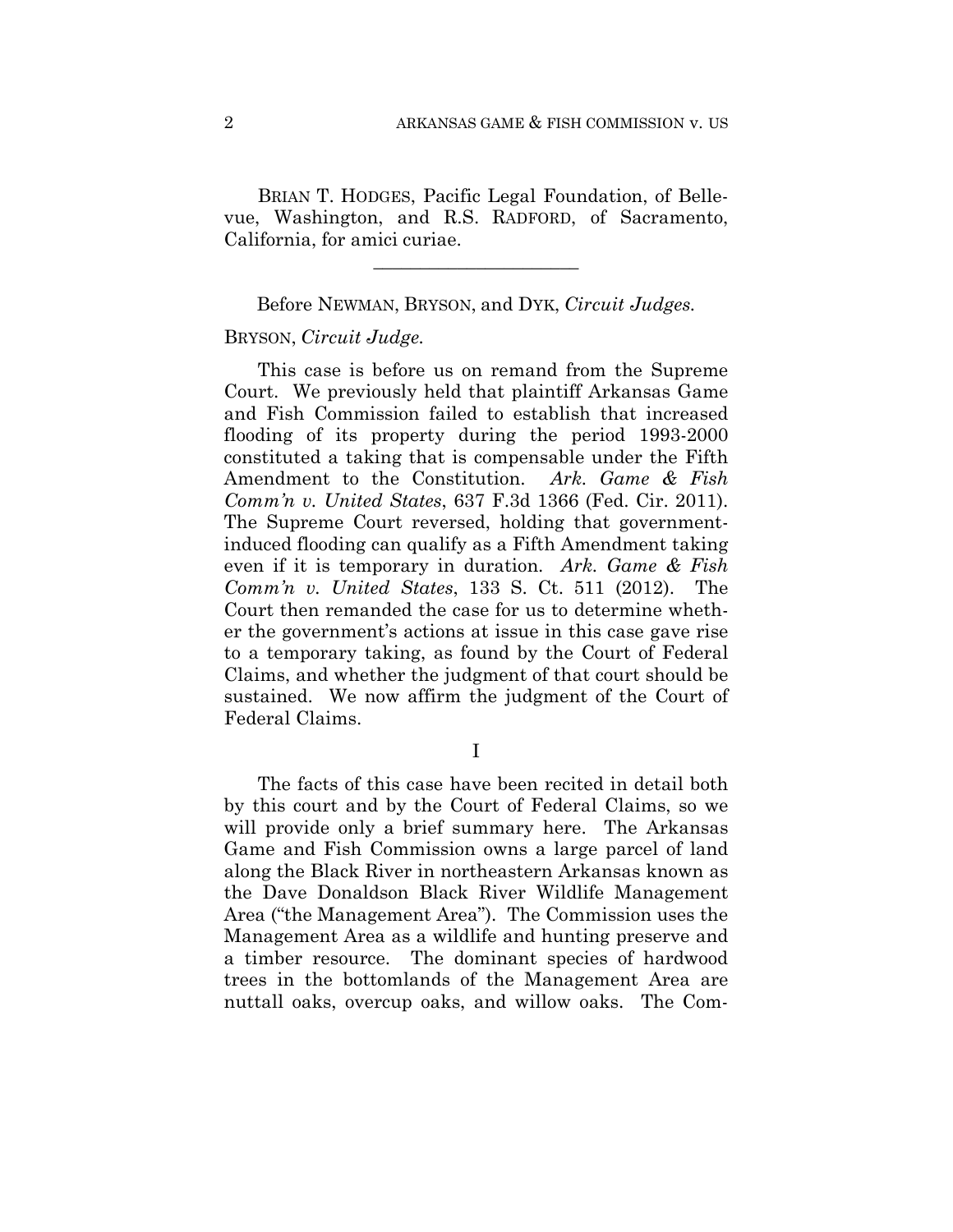BRIAN T. HODGES, Pacific Legal Foundation, of Bellevue, Washington, and R.S. RADFORD, of Sacramento, California, for amici curiae.

---

Before NEWMAN, BRYSON, and DYK, *Circuit Judges.*

BRYSON, *Circuit Judge.*

This case is before us on remand from the Supreme Court. We previously held that plaintiff Arkansas Game and Fish Commission failed to establish that increased flooding of its property during the period 1993-2000 constituted a taking that is compensable under the Fifth Amendment to the Constitution. *Ark. Game & Fish Comm'n v. United States*, 637 F.3d 1366 (Fed. Cir. 2011). The Supreme Court reversed, holding that government-induced flooding can qualify as a Fifth Amendment taking even if it is temporary in duration. *Ark. Game & Fish Comm'n v. United States*, 133 S. Ct. 511 (2012). The Court then remanded the case for us to determine whether the government's actions at issue in this case gave rise to a temporary taking, as found by the Court of Federal Claims, and whether the judgment of that court should be sustained. We now affirm the judgment of the Court of Federal Claims.

I

The facts of this case have been recited in detail both by this court and by the Court of Federal Claims, so we will provide only a brief summary here. The Arkansas Game and Fish Commission owns a large parcel of land along the Black River in northeastern Arkansas known as the Dave Donaldson Black River Wildlife Management Area ("the Management Area"). The Commission uses the Management Area as a wildlife and hunting preserve and a timber resource. The dominant species of hardwood trees in the bottomlands of the Management Area are nuttall oaks, overcup oaks, and willow oaks. The Com-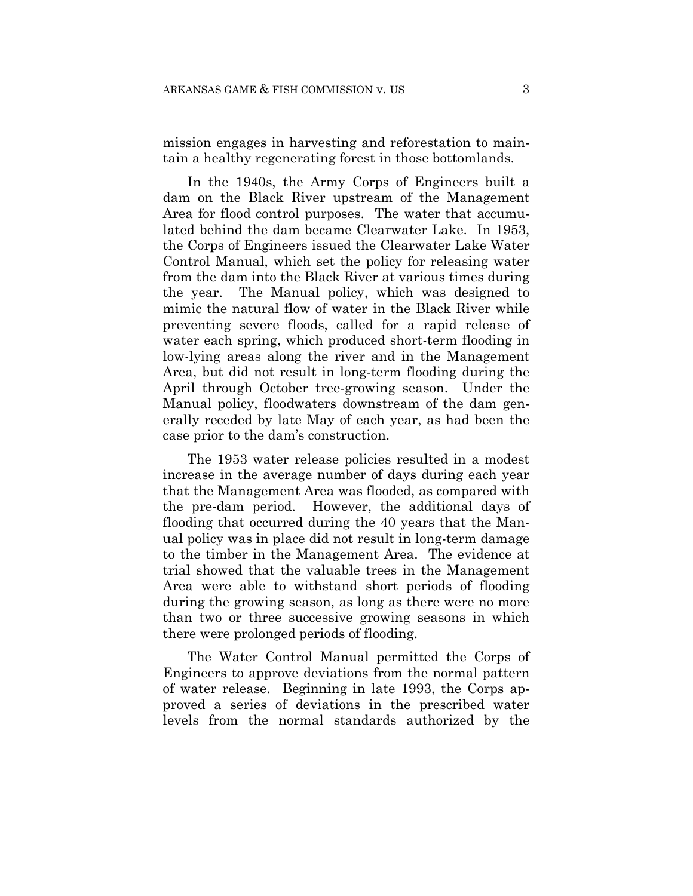mission engages in harvesting and reforestation to maintain a healthy regenerating forest in those bottomlands.

In the 1940s, the Army Corps of Engineers built a dam on the Black River upstream of the Management Area for flood control purposes. The water that accumulated behind the dam became Clearwater Lake. In 1953, the Corps of Engineers issued the Clearwater Lake Water Control Manual, which set the policy for releasing water from the dam into the Black River at various times during the year. The Manual policy, which was designed to mimic the natural flow of water in the Black River while preventing severe floods, called for a rapid release of water each spring, which produced short-term flooding in low-lying areas along the river and in the Management Area, but did not result in long-term flooding during the April through October tree-growing season. Under the Manual policy, floodwaters downstream of the dam generally receded by late May of each year, as had been the case prior to the dam's construction.

The 1953 water release policies resulted in a modest increase in the average number of days during each year that the Management Area was flooded, as compared with the pre-dam period. However, the additional days of flooding that occurred during the 40 years that the Manual policy was in place did not result in long-term damage to the timber in the Management Area. The evidence at trial showed that the valuable trees in the Management Area were able to withstand short periods of flooding during the growing season, as long as there were no more than two or three successive growing seasons in which there were prolonged periods of flooding.

The Water Control Manual permitted the Corps of Engineers to approve deviations from the normal pattern of water release. Beginning in late 1993, the Corps approved a series of deviations in the prescribed water levels from the normal standards authorized by the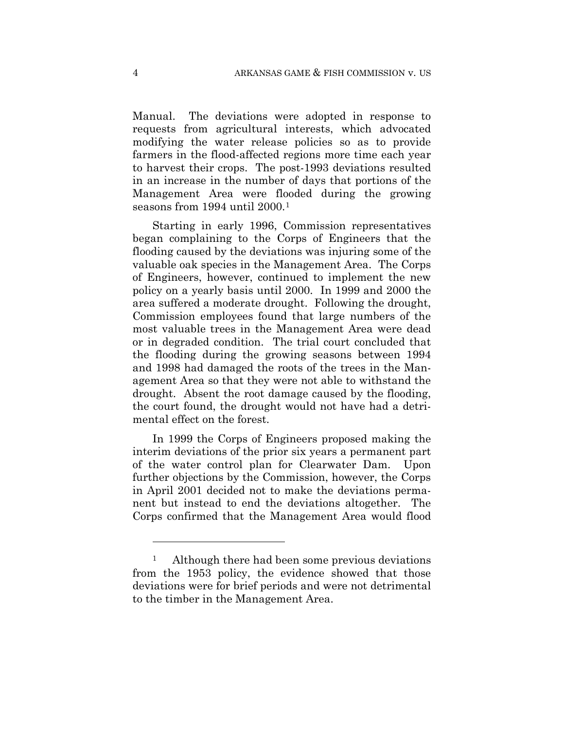Manual. The deviations were adopted in response to requests from agricultural interests, which advocated modifying the water release policies so as to provide farmers in the flood-affected regions more time each year to harvest their crops. The post-1993 deviations resulted in an increase in the number of days that portions of the Management Area were flooded during the growing seasons from 1994 until 2000.[1]

Starting in early 1996, Commission representatives began complaining to the Corps of Engineers that the flooding caused by the deviations was injuring some of the valuable oak species in the Management Area. The Corps of Engineers, however, continued to implement the new policy on a yearly basis until 2000. In 1999 and 2000 the area suffered a moderate drought. Following the drought, Commission employees found that large numbers of the most valuable trees in the Management Area were dead or in degraded condition. The trial court concluded that the flooding during the growing seasons between 1994 and 1998 had damaged the roots of the trees in the Management Area so that they were not able to withstand the drought. Absent the root damage caused by the flooding, the court found, the drought would not have had a detrimental effect on the forest.

In 1999 the Corps of Engineers proposed making the interim deviations of the prior six years a permanent part of the water control plan for Clearwater Dam. Upon further objections by the Commission, however, the Corps in April 2001 decided not to make the deviations permanent but instead to end the deviations altogether. The Corps confirmed that the Management Area would flood

---

[1] Although there had been some previous deviations from the 1953 policy, the evidence showed that those deviations were for brief periods and were not detrimental to the timber in the Management Area.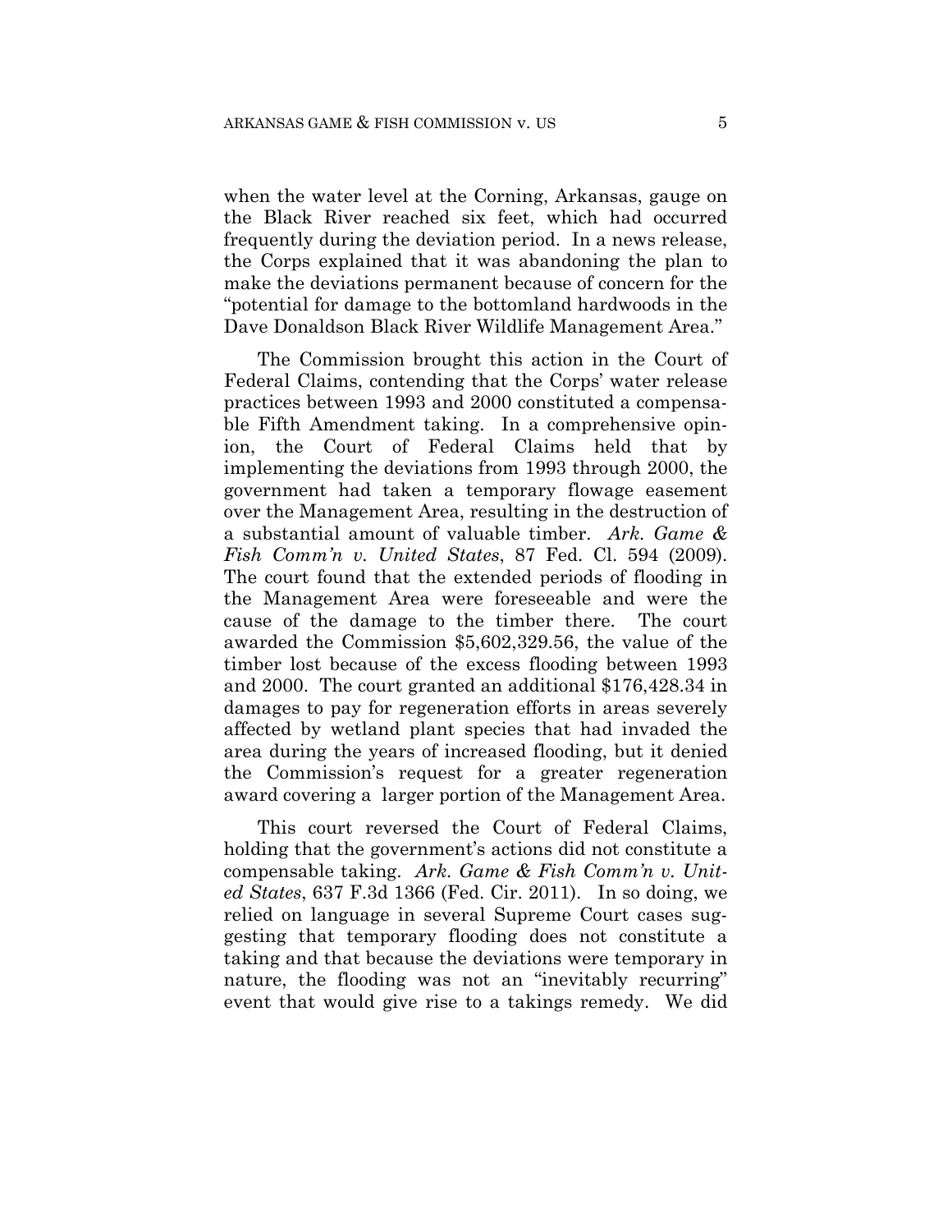when the water level at the Corning, Arkansas, gauge on the Black River reached six feet, which had occurred frequently during the deviation period. In a news release, the Corps explained that it was abandoning the plan to make the deviations permanent because of concern for the "potential for damage to the bottomland hardwoods in the Dave Donaldson Black River Wildlife Management Area."

The Commission brought this action in the Court of Federal Claims, contending that the Corps' water release practices between 1993 and 2000 constituted a compensable Fifth Amendment taking. In a comprehensive opinion, the Court of Federal Claims held that by implementing the deviations from 1993 through 2000, the government had taken a temporary flowage easement over the Management Area, resulting in the destruction of a substantial amount of valuable timber. *Ark. Game & Fish Comm'n v. United States*, 87 Fed. Cl. 594 (2009). The court found that the extended periods of flooding in the Management Area were foreseeable and were the cause of the damage to the timber there. The court awarded the Commission $5,602,329.56, the value of the timber lost because of the excess flooding between 1993 and 2000. The court granted an additional $176,428.34 in damages to pay for regeneration efforts in areas severely affected by wetland plant species that had invaded the area during the years of increased flooding, but it denied the Commission's request for a greater regeneration award covering a larger portion of the Management Area.

This court reversed the Court of Federal Claims, holding that the government's actions did not constitute a compensable taking. *Ark. Game & Fish Comm'n v. United States*, 637 F.3d 1366 (Fed. Cir. 2011). In so doing, we relied on language in several Supreme Court cases suggesting that temporary flooding does not constitute a taking and that because the deviations were temporary in nature, the flooding was not an "inevitably recurring" event that would give rise to a takings remedy. We did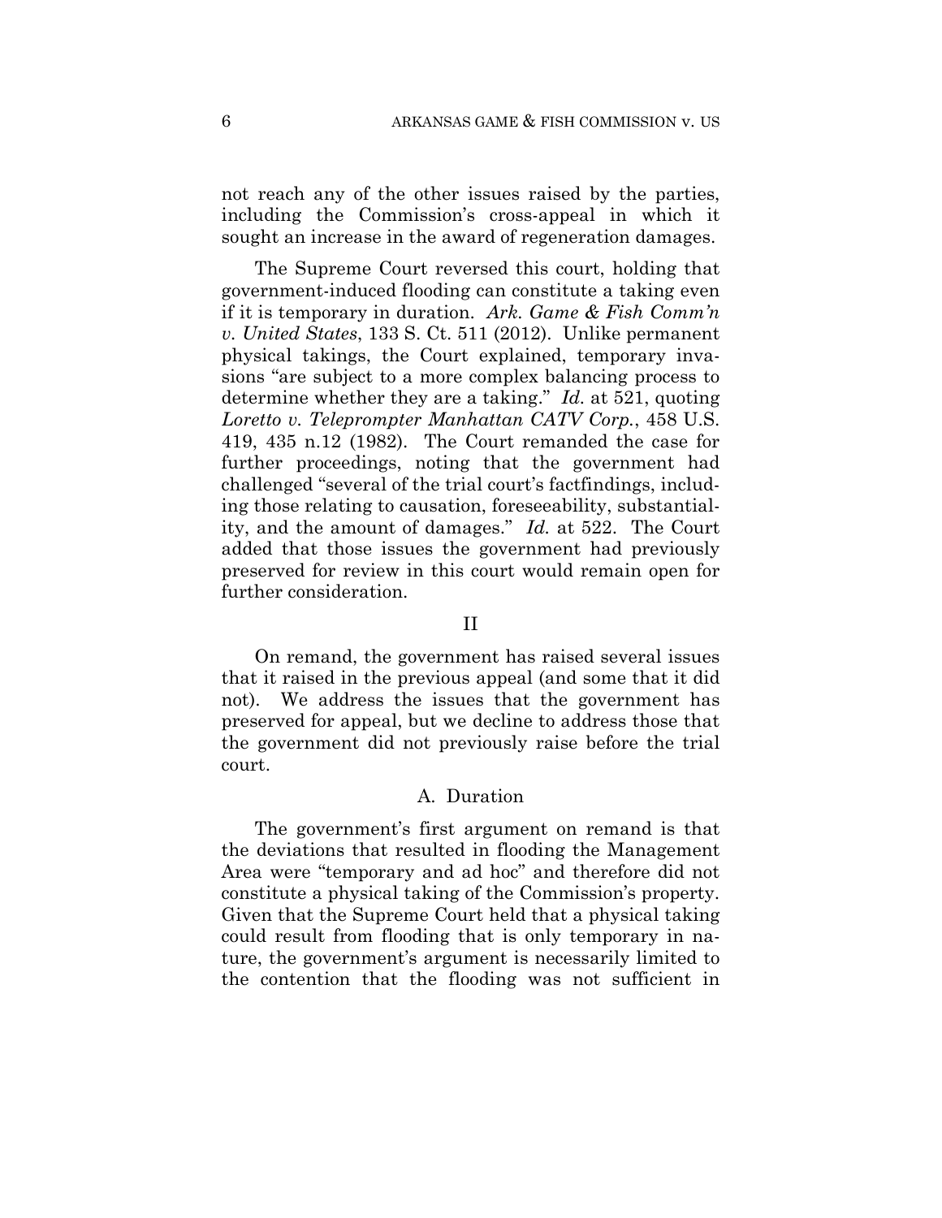not reach any of the other issues raised by the parties, including the Commission's cross-appeal in which it sought an increase in the award of regeneration damages.

The Supreme Court reversed this court, holding that government-induced flooding can constitute a taking even if it is temporary in duration. *Ark. Game & Fish Comm'n v. United States*, 133 S. Ct. 511 (2012). Unlike permanent physical takings, the Court explained, temporary invasions "are subject to a more complex balancing process to determine whether they are a taking." *Id.* at 521, quoting *Loretto v. Teleprompter Manhattan CATV Corp.*, 458 U.S. 419, 435 n.12 (1982). The Court remanded the case for further proceedings, noting that the government had challenged "several of the trial court's factfindings, including those relating to causation, foreseeability, substantiality, and the amount of damages." *Id.* at 522. The Court added that those issues the government had previously preserved for review in this court would remain open for further consideration.

## II

On remand, the government has raised several issues that it raised in the previous appeal (and some that it did not). We address the issues that the government has preserved for appeal, but we decline to address those that the government did not previously raise before the trial court.

### A. Duration

The government's first argument on remand is that the deviations that resulted in flooding the Management Area were "temporary and ad hoc" and therefore did not constitute a physical taking of the Commission's property. Given that the Supreme Court held that a physical taking could result from flooding that is only temporary in nature, the government's argument is necessarily limited to the contention that the flooding was not sufficient in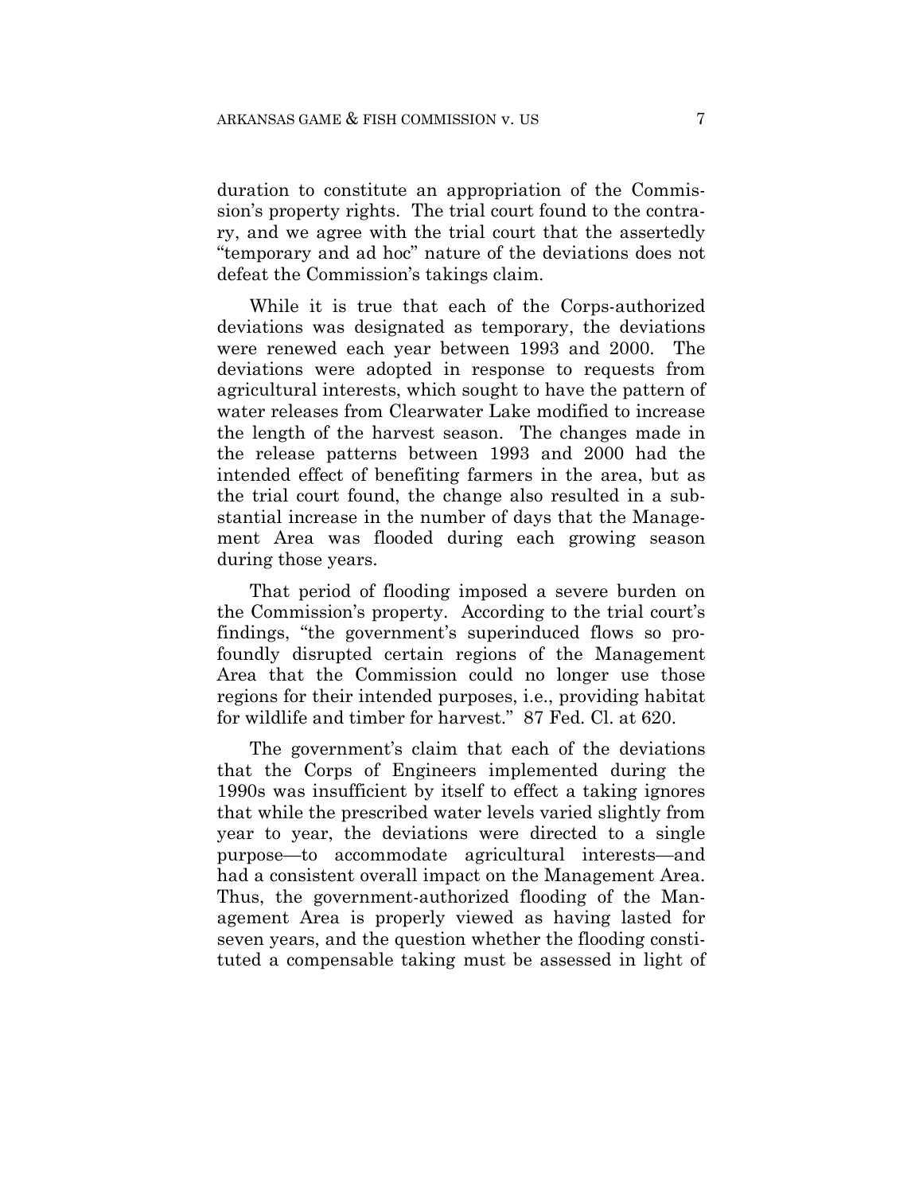duration to constitute an appropriation of the Commission's property rights. The trial court found to the contrary, and we agree with the trial court that the assertedly "temporary and ad hoc" nature of the deviations does not defeat the Commission's takings claim.

While it is true that each of the Corps-authorized deviations was designated as temporary, the deviations were renewed each year between 1993 and 2000. The deviations were adopted in response to requests from agricultural interests, which sought to have the pattern of water releases from Clearwater Lake modified to increase the length of the harvest season. The changes made in the release patterns between 1993 and 2000 had the intended effect of benefiting farmers in the area, but as the trial court found, the change also resulted in a substantial increase in the number of days that the Management Area was flooded during each growing season during those years.

That period of flooding imposed a severe burden on the Commission's property. According to the trial court's findings, "the government's superinduced flows so profoundly disrupted certain regions of the Management Area that the Commission could no longer use those regions for their intended purposes, i.e., providing habitat for wildlife and timber for harvest." 87 Fed. Cl. at 620.

The government's claim that each of the deviations that the Corps of Engineers implemented during the 1990s was insufficient by itself to effect a taking ignores that while the prescribed water levels varied slightly from year to year, the deviations were directed to a single purpose—to accommodate agricultural interests—and had a consistent overall impact on the Management Area. Thus, the government-authorized flooding of the Management Area is properly viewed as having lasted for seven years, and the question whether the flooding constituted a compensable taking must be assessed in light of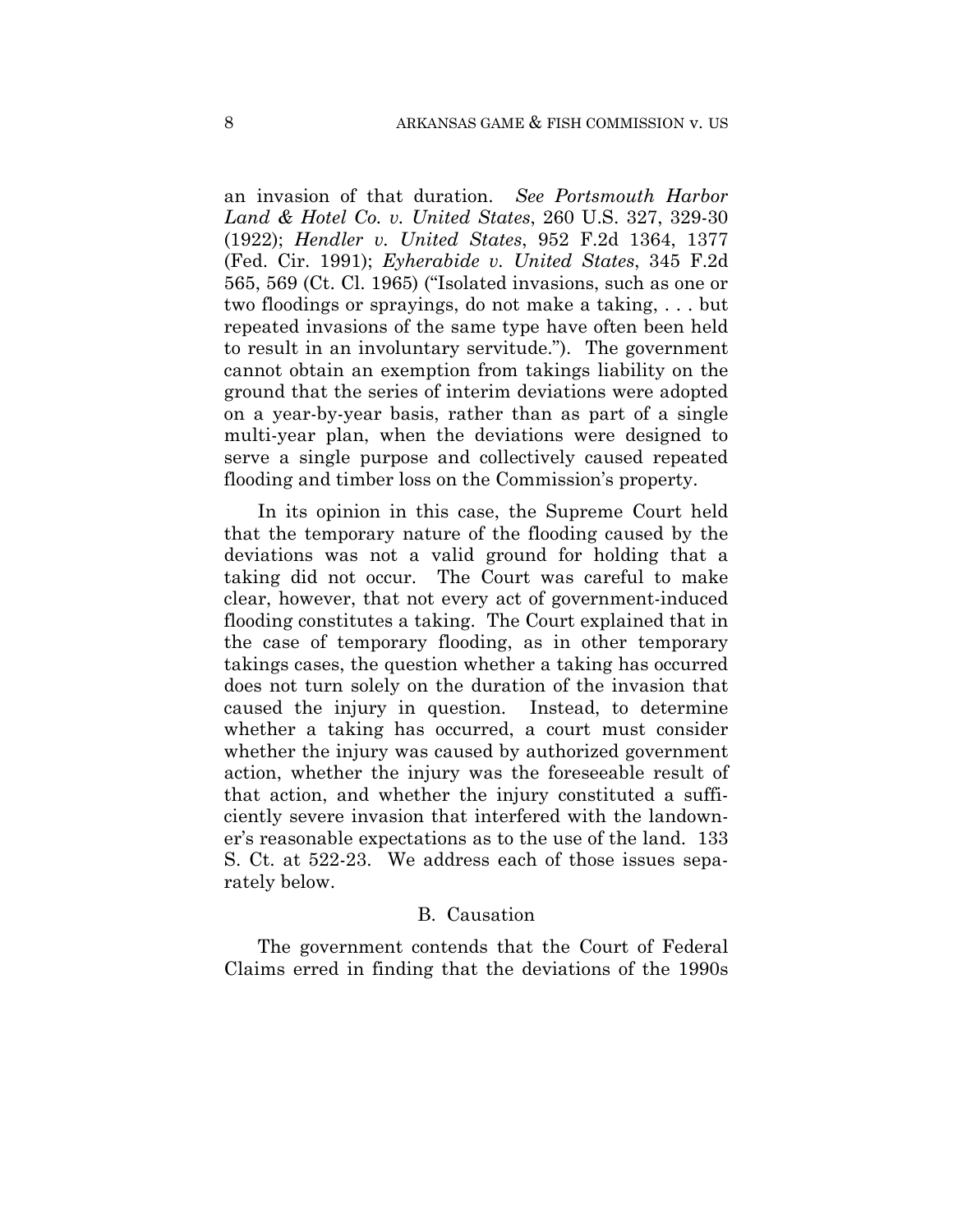an invasion of that duration. *See Portsmouth Harbor Land & Hotel Co. v. United States*, 260 U.S. 327, 329-30 (1922); *Hendler v. United States*, 952 F.2d 1364, 1377 (Fed. Cir. 1991); *Eyherabide v. United States*, 345 F.2d 565, 569 (Ct. Cl. 1965) ("Isolated invasions, such as one or two floodings or sprayings, do not make a taking, . . . but repeated invasions of the same type have often been held to result in an involuntary servitude."). The government cannot obtain an exemption from takings liability on the ground that the series of interim deviations were adopted on a year-by-year basis, rather than as part of a single multi-year plan, when the deviations were designed to serve a single purpose and collectively caused repeated flooding and timber loss on the Commission's property.

In its opinion in this case, the Supreme Court held that the temporary nature of the flooding caused by the deviations was not a valid ground for holding that a taking did not occur. The Court was careful to make clear, however, that not every act of government-induced flooding constitutes a taking. The Court explained that in the case of temporary flooding, as in other temporary takings cases, the question whether a taking has occurred does not turn solely on the duration of the invasion that caused the injury in question. Instead, to determine whether a taking has occurred, a court must consider whether the injury was caused by authorized government action, whether the injury was the foreseeable result of that action, and whether the injury constituted a sufficiently severe invasion that interfered with the landowner's reasonable expectations as to the use of the land. 133 S. Ct. at 522-23. We address each of those issues separately below.

### B. Causation

The government contends that the Court of Federal Claims erred in finding that the deviations of the 1990s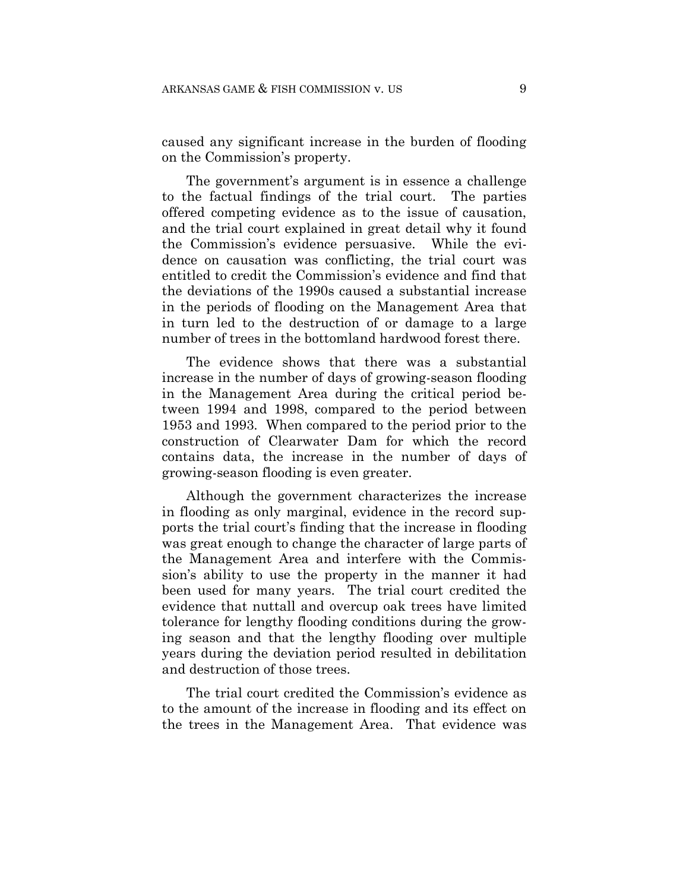caused any significant increase in the burden of flooding on the Commission's property.

The government's argument is in essence a challenge to the factual findings of the trial court. The parties offered competing evidence as to the issue of causation, and the trial court explained in great detail why it found the Commission's evidence persuasive. While the evidence on causation was conflicting, the trial court was entitled to credit the Commission's evidence and find that the deviations of the 1990s caused a substantial increase in the periods of flooding on the Management Area that in turn led to the destruction of or damage to a large number of trees in the bottomland hardwood forest there.

The evidence shows that there was a substantial increase in the number of days of growing-season flooding in the Management Area during the critical period between 1994 and 1998, compared to the period between 1953 and 1993. When compared to the period prior to the construction of Clearwater Dam for which the record contains data, the increase in the number of days of growing-season flooding is even greater.

Although the government characterizes the increase in flooding as only marginal, evidence in the record supports the trial court's finding that the increase in flooding was great enough to change the character of large parts of the Management Area and interfere with the Commission's ability to use the property in the manner it had been used for many years. The trial court credited the evidence that nuttall and overcup oak trees have limited tolerance for lengthy flooding conditions during the growing season and that the lengthy flooding over multiple years during the deviation period resulted in debilitation and destruction of those trees.

The trial court credited the Commission's evidence as to the amount of the increase in flooding and its effect on the trees in the Management Area. That evidence was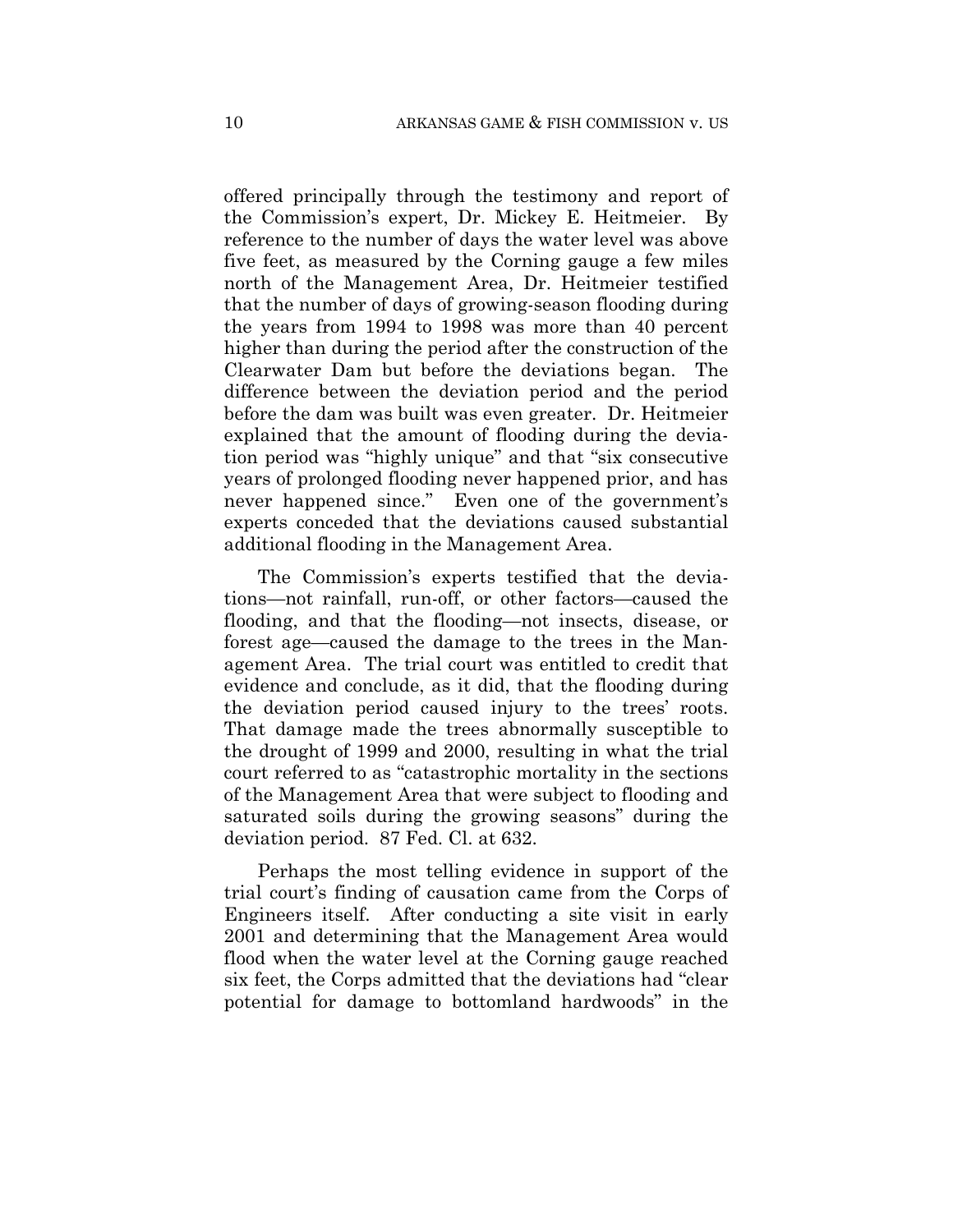offered principally through the testimony and report of the Commission's expert, Dr. Mickey E. Heitmeier. By reference to the number of days the water level was above five feet, as measured by the Corning gauge a few miles north of the Management Area, Dr. Heitmeier testified that the number of days of growing-season flooding during the years from 1994 to 1998 was more than 40 percent higher than during the period after the construction of the Clearwater Dam but before the deviations began. The difference between the deviation period and the period before the dam was built was even greater. Dr. Heitmeier explained that the amount of flooding during the deviation period was "highly unique" and that "six consecutive years of prolonged flooding never happened prior, and has never happened since." Even one of the government's experts conceded that the deviations caused substantial additional flooding in the Management Area.

The Commission's experts testified that the deviations—not rainfall, run-off, or other factors—caused the flooding, and that the flooding—not insects, disease, or forest age—caused the damage to the trees in the Management Area. The trial court was entitled to credit that evidence and conclude, as it did, that the flooding during the deviation period caused injury to the trees' roots. That damage made the trees abnormally susceptible to the drought of 1999 and 2000, resulting in what the trial court referred to as "catastrophic mortality in the sections of the Management Area that were subject to flooding and saturated soils during the growing seasons" during the deviation period. 87 Fed. Cl. at 632.

Perhaps the most telling evidence in support of the trial court's finding of causation came from the Corps of Engineers itself. After conducting a site visit in early 2001 and determining that the Management Area would flood when the water level at the Corning gauge reached six feet, the Corps admitted that the deviations had "clear potential for damage to bottomland hardwoods" in the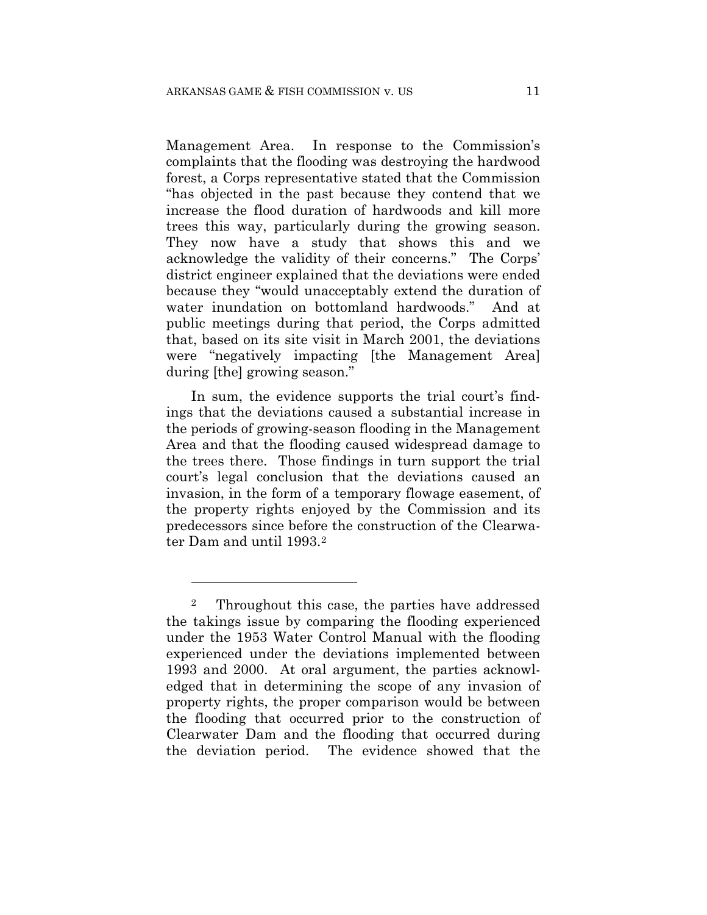Management Area. In response to the Commission's complaints that the flooding was destroying the hardwood forest, a Corps representative stated that the Commission "has objected in the past because they contend that we increase the flood duration of hardwoods and kill more trees this way, particularly during the growing season. They now have a study that shows this and we acknowledge the validity of their concerns." The Corps' district engineer explained that the deviations were ended because they "would unacceptably extend the duration of water inundation on bottomland hardwoods." And at public meetings during that period, the Corps admitted that, based on its site visit in March 2001, the deviations were "negatively impacting [the Management Area] during [the] growing season."

In sum, the evidence supports the trial court's findings that the deviations caused a substantial increase in the periods of growing-season flooding in the Management Area and that the flooding caused widespread damage to the trees there. Those findings in turn support the trial court's legal conclusion that the deviations caused an invasion, in the form of a temporary flowage easement, of the property rights enjoyed by the Commission and its predecessors since before the construction of the Clearwater Dam and until 1993.[2]

---

[2] Throughout this case, the parties have addressed the takings issue by comparing the flooding experienced under the 1953 Water Control Manual with the flooding experienced under the deviations implemented between 1993 and 2000. At oral argument, the parties acknowledged that in determining the scope of any invasion of property rights, the proper comparison would be between the flooding that occurred prior to the construction of Clearwater Dam and the flooding that occurred during the deviation period. The evidence showed that the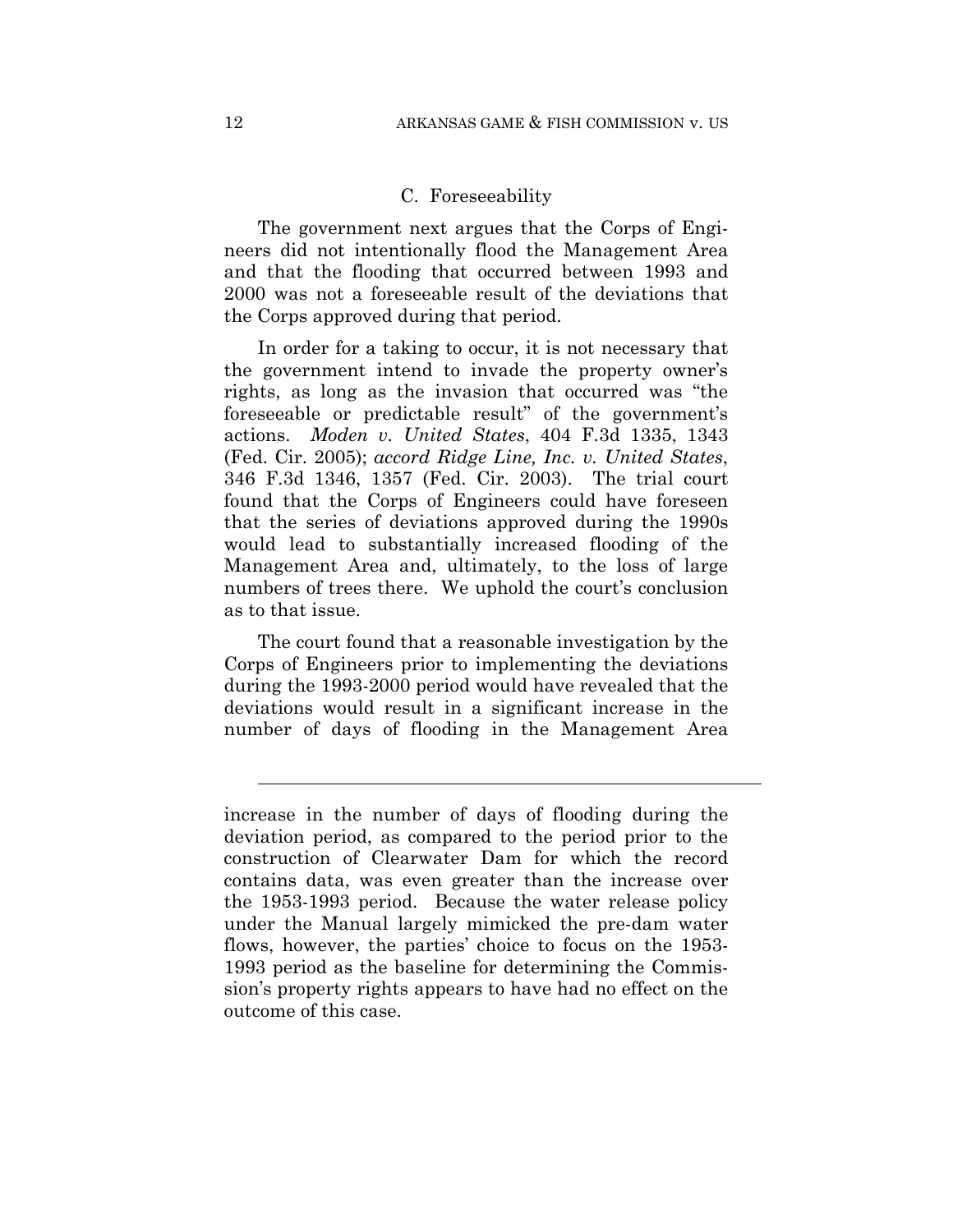### C. Foreseeability

The government next argues that the Corps of Engineers did not intentionally flood the Management Area and that the flooding that occurred between 1993 and 2000 was not a foreseeable result of the deviations that the Corps approved during that period.

In order for a taking to occur, it is not necessary that the government intend to invade the property owner's rights, as long as the invasion that occurred was "the foreseeable or predictable result" of the government's actions. *Moden v. United States*, 404 F.3d 1335, 1343 (Fed. Cir. 2005); *accord Ridge Line, Inc. v. United States*, 346 F.3d 1346, 1357 (Fed. Cir. 2003). The trial court found that the Corps of Engineers could have foreseen that the series of deviations approved during the 1990s would lead to substantially increased flooding of the Management Area and, ultimately, to the loss of large numbers of trees there. We uphold the court's conclusion as to that issue.

The court found that a reasonable investigation by the Corps of Engineers prior to implementing the deviations during the 1993-2000 period would have revealed that the deviations would result in a significant increase in the number of days of flooding in the Management Area

---

increase in the number of days of flooding during the deviation period, as compared to the period prior to the construction of Clearwater Dam for which the record contains data, was even greater than the increase over the 1953-1993 period. Because the water release policy under the Manual largely mimicked the pre-dam water flows, however, the parties' choice to focus on the 1953-1993 period as the baseline for determining the Commission's property rights appears to have had no effect on the outcome of this case.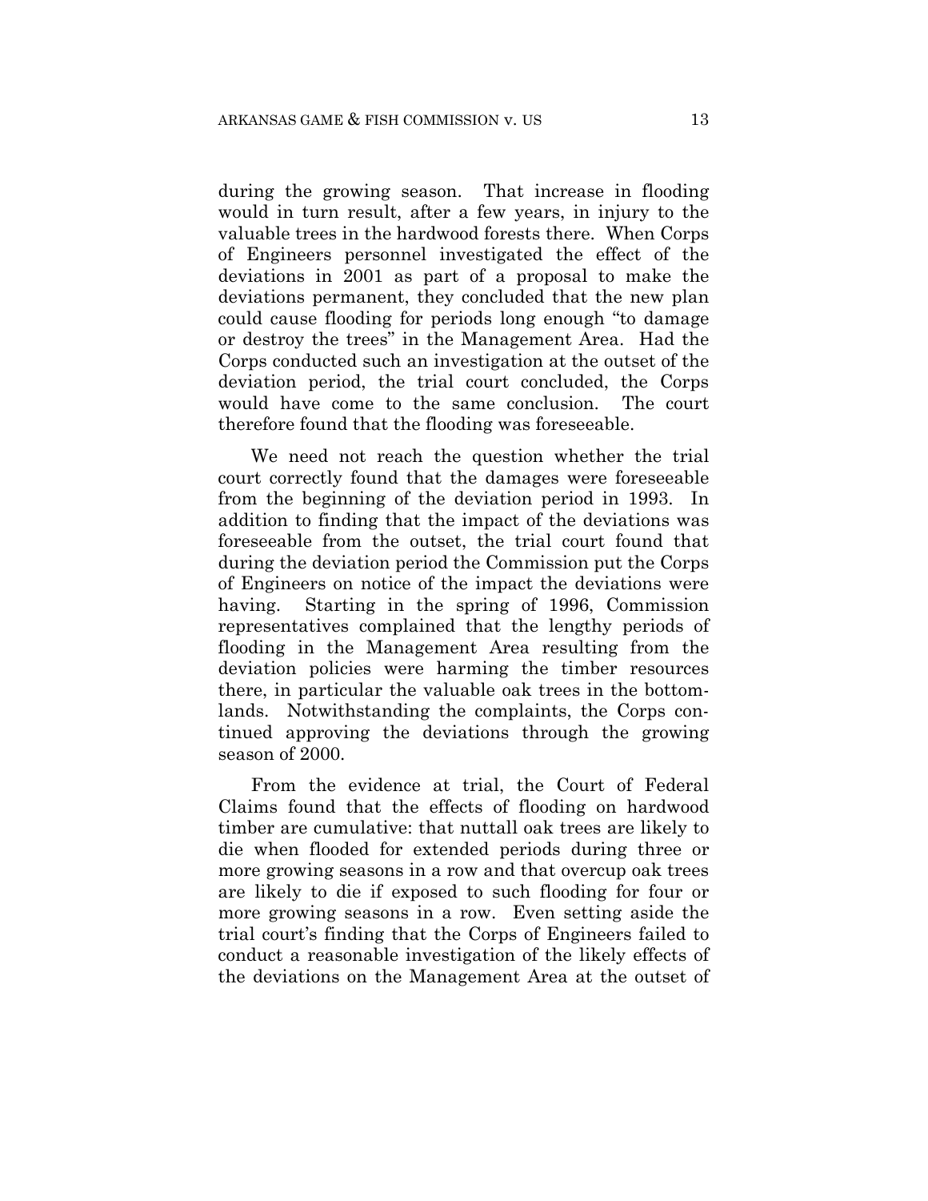during the growing season. That increase in flooding would in turn result, after a few years, in injury to the valuable trees in the hardwood forests there. When Corps of Engineers personnel investigated the effect of the deviations in 2001 as part of a proposal to make the deviations permanent, they concluded that the new plan could cause flooding for periods long enough "to damage or destroy the trees" in the Management Area. Had the Corps conducted such an investigation at the outset of the deviation period, the trial court concluded, the Corps would have come to the same conclusion. The court therefore found that the flooding was foreseeable.

We need not reach the question whether the trial court correctly found that the damages were foreseeable from the beginning of the deviation period in 1993. In addition to finding that the impact of the deviations was foreseeable from the outset, the trial court found that during the deviation period the Commission put the Corps of Engineers on notice of the impact the deviations were having. Starting in the spring of 1996, Commission representatives complained that the lengthy periods of flooding in the Management Area resulting from the deviation policies were harming the timber resources there, in particular the valuable oak trees in the bottomlands. Notwithstanding the complaints, the Corps continued approving the deviations through the growing season of 2000.

From the evidence at trial, the Court of Federal Claims found that the effects of flooding on hardwood timber are cumulative: that nuttall oak trees are likely to die when flooded for extended periods during three or more growing seasons in a row and that overcup oak trees are likely to die if exposed to such flooding for four or more growing seasons in a row. Even setting aside the trial court's finding that the Corps of Engineers failed to conduct a reasonable investigation of the likely effects of the deviations on the Management Area at the outset of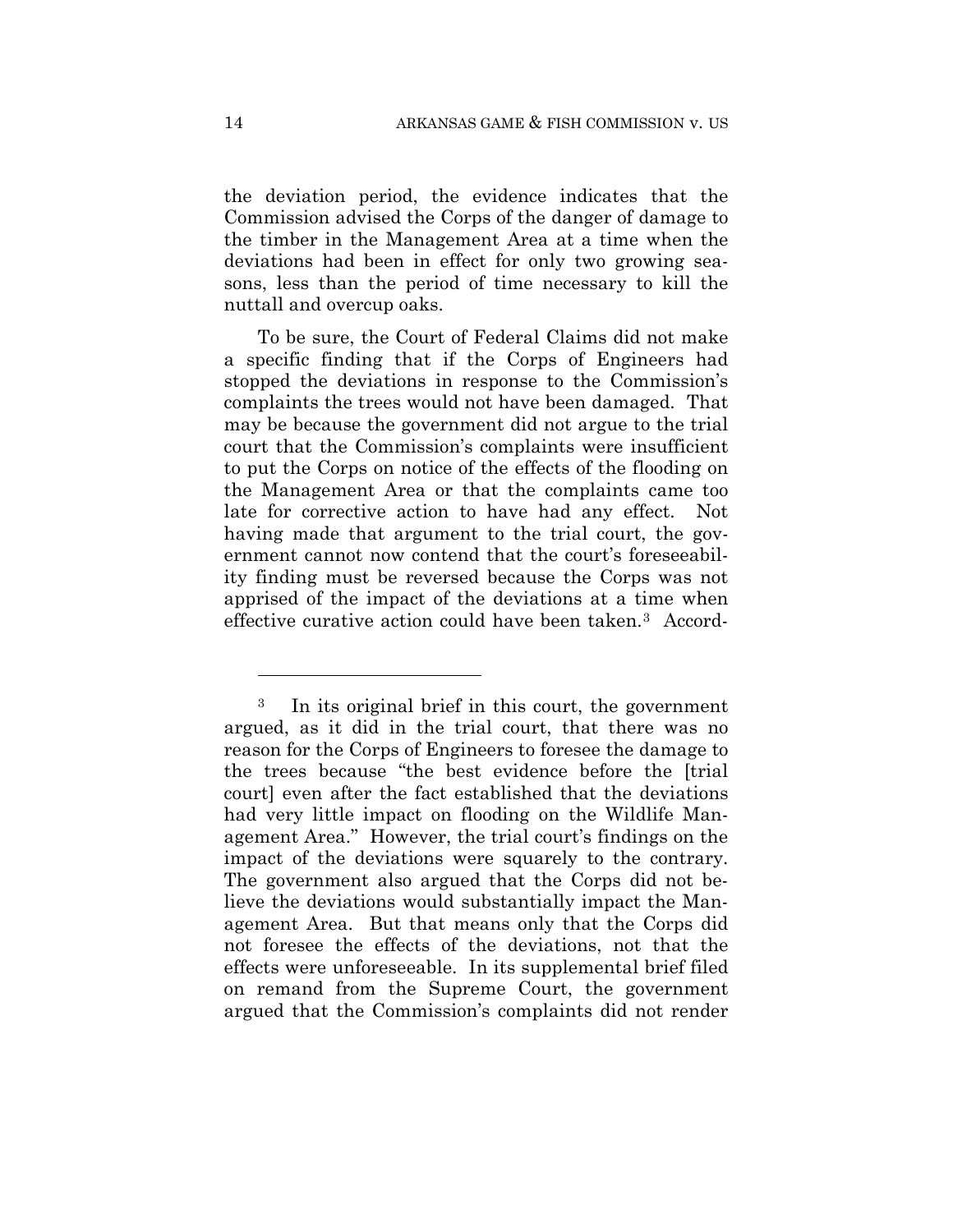the deviation period, the evidence indicates that the Commission advised the Corps of the danger of damage to the timber in the Management Area at a time when the deviations had been in effect for only two growing seasons, less than the period of time necessary to kill the nuttall and overcup oaks.

To be sure, the Court of Federal Claims did not make a specific finding that if the Corps of Engineers had stopped the deviations in response to the Commission's complaints the trees would not have been damaged. That may be because the government did not argue to the trial court that the Commission's complaints were insufficient to put the Corps on notice of the effects of the flooding on the Management Area or that the complaints came too late for corrective action to have had any effect. Not having made that argument to the trial court, the government cannot now contend that the court's foreseeability finding must be reversed because the Corps was not apprised of the impact of the deviations at a time when effective curative action could have been taken.[3] Accord-

[3] In its original brief in this court, the government argued, as it did in the trial court, that there was no reason for the Corps of Engineers to foresee the damage to the trees because "the best evidence before the [trial court] even after the fact established that the deviations had very little impact on flooding on the Wildlife Management Area." However, the trial court's findings on the impact of the deviations were squarely to the contrary. The government also argued that the Corps did not believe the deviations would substantially impact the Management Area. But that means only that the Corps did not foresee the effects of the deviations, not that the effects were unforeseeable. In its supplemental brief filed on remand from the Supreme Court, the government argued that the Commission's complaints did not render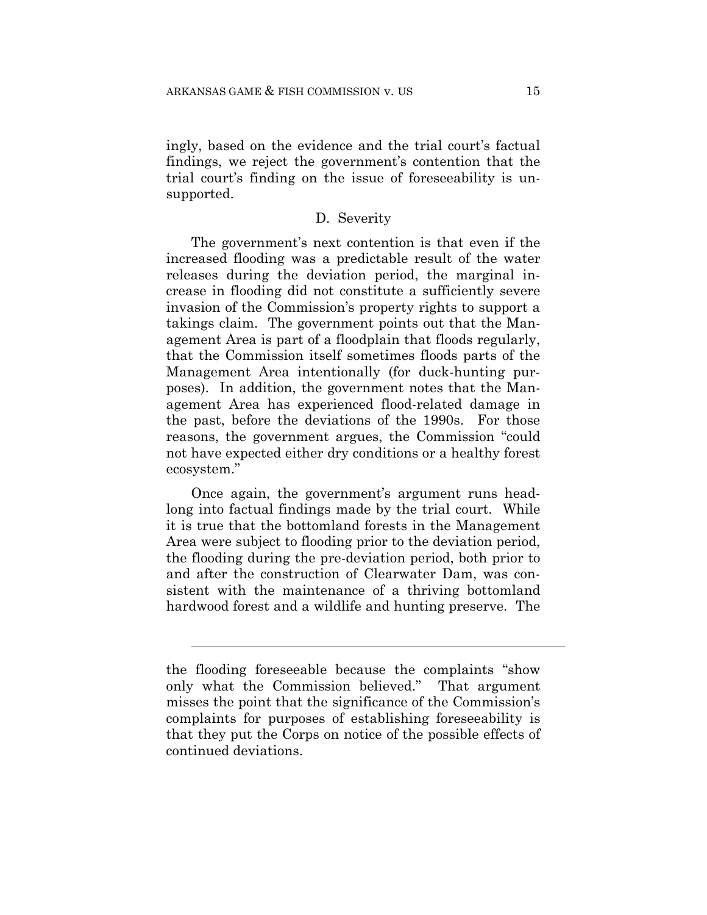ingly, based on the evidence and the trial court's factual findings, we reject the government's contention that the trial court's finding on the issue of foreseeability is unsupported.

### D. Severity

The government's next contention is that even if the increased flooding was a predictable result of the water releases during the deviation period, the marginal increase in flooding did not constitute a sufficiently severe invasion of the Commission's property rights to support a takings claim. The government points out that the Management Area is part of a floodplain that floods regularly, that the Commission itself sometimes floods parts of the Management Area intentionally (for duck-hunting purposes). In addition, the government notes that the Management Area has experienced flood-related damage in the past, before the deviations of the 1990s. For those reasons, the government argues, the Commission "could not have expected either dry conditions or a healthy forest ecosystem."

Once again, the government's argument runs headlong into factual findings made by the trial court. While it is true that the bottomland forests in the Management Area were subject to flooding prior to the deviation period, the flooding during the pre-deviation period, both prior to and after the construction of Clearwater Dam, was consistent with the maintenance of a thriving bottomland hardwood forest and a wildlife and hunting preserve. The

---

the flooding foreseeable because the complaints "show only what the Commission believed." That argument misses the point that the significance of the Commission's complaints for purposes of establishing foreseeability is that they put the Corps on notice of the possible effects of continued deviations.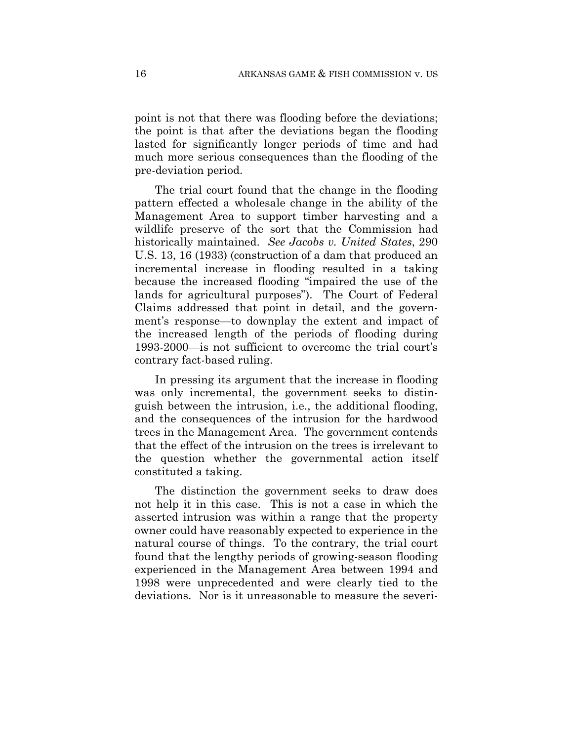point is not that there was flooding before the deviations; the point is that after the deviations began the flooding lasted for significantly longer periods of time and had much more serious consequences than the flooding of the pre-deviation period.

The trial court found that the change in the flooding pattern effected a wholesale change in the ability of the Management Area to support timber harvesting and a wildlife preserve of the sort that the Commission had historically maintained. *See Jacobs v. United States*, 290 U.S. 13, 16 (1933) (construction of a dam that produced an incremental increase in flooding resulted in a taking because the increased flooding "impaired the use of the lands for agricultural purposes"). The Court of Federal Claims addressed that point in detail, and the government's response—to downplay the extent and impact of the increased length of the periods of flooding during 1993-2000—is not sufficient to overcome the trial court's contrary fact-based ruling.

In pressing its argument that the increase in flooding was only incremental, the government seeks to distinguish between the intrusion, i.e., the additional flooding, and the consequences of the intrusion for the hardwood trees in the Management Area. The government contends that the effect of the intrusion on the trees is irrelevant to the question whether the governmental action itself constituted a taking.

The distinction the government seeks to draw does not help it in this case. This is not a case in which the asserted intrusion was within a range that the property owner could have reasonably expected to experience in the natural course of things. To the contrary, the trial court found that the lengthy periods of growing-season flooding experienced in the Management Area between 1994 and 1998 were unprecedented and were clearly tied to the deviations. Nor is it unreasonable to measure the severi-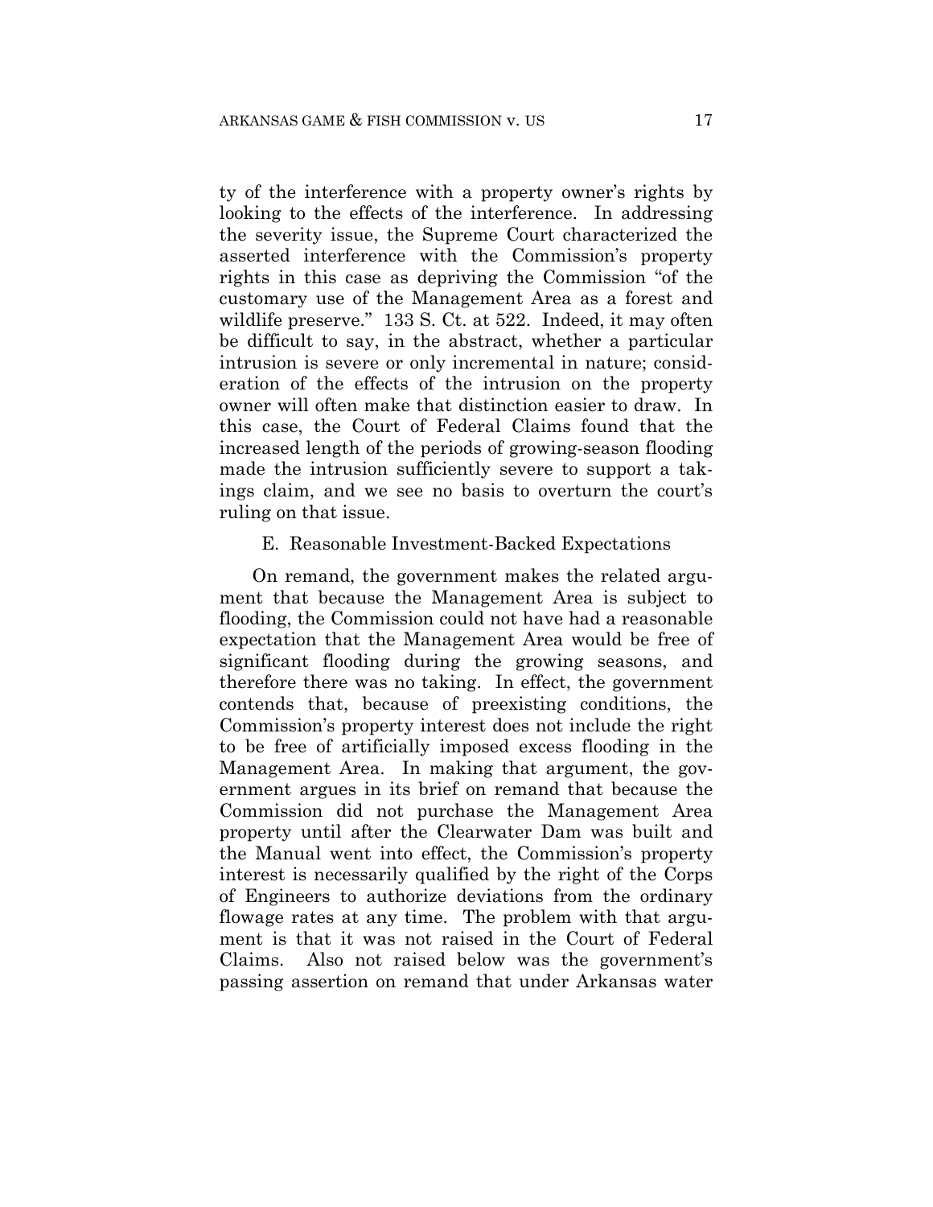ty of the interference with a property owner's rights by looking to the effects of the interference. In addressing the severity issue, the Supreme Court characterized the asserted interference with the Commission's property rights in this case as depriving the Commission "of the customary use of the Management Area as a forest and wildlife preserve." 133 S. Ct. at 522. Indeed, it may often be difficult to say, in the abstract, whether a particular intrusion is severe or only incremental in nature; consideration of the effects of the intrusion on the property owner will often make that distinction easier to draw. In this case, the Court of Federal Claims found that the increased length of the periods of growing-season flooding made the intrusion sufficiently severe to support a takings claim, and we see no basis to overturn the court's ruling on that issue.

### E. Reasonable Investment-Backed Expectations

On remand, the government makes the related argument that because the Management Area is subject to flooding, the Commission could not have had a reasonable expectation that the Management Area would be free of significant flooding during the growing seasons, and therefore there was no taking. In effect, the government contends that, because of preexisting conditions, the Commission's property interest does not include the right to be free of artificially imposed excess flooding in the Management Area. In making that argument, the government argues in its brief on remand that because the Commission did not purchase the Management Area property until after the Clearwater Dam was built and the Manual went into effect, the Commission's property interest is necessarily qualified by the right of the Corps of Engineers to authorize deviations from the ordinary flowage rates at any time. The problem with that argument is that it was not raised in the Court of Federal Claims. Also not raised below was the government's passing assertion on remand that under Arkansas water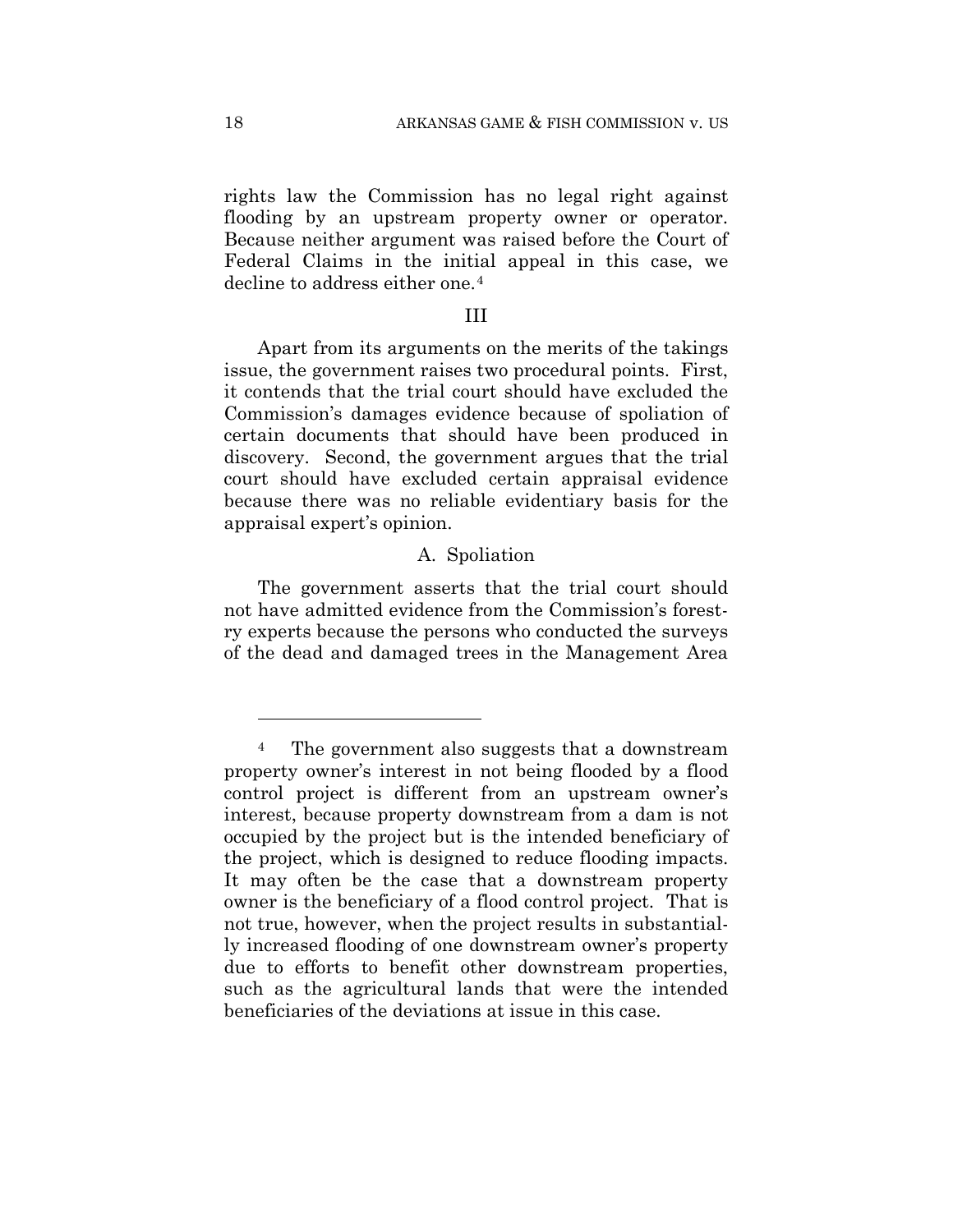rights law the Commission has no legal right against flooding by an upstream property owner or operator. Because neither argument was raised before the Court of Federal Claims in the initial appeal in this case, we decline to address either one.[4]

## III

Apart from its arguments on the merits of the takings issue, the government raises two procedural points. First, it contends that the trial court should have excluded the Commission's damages evidence because of spoliation of certain documents that should have been produced in discovery. Second, the government argues that the trial court should have excluded certain appraisal evidence because there was no reliable evidentiary basis for the appraisal expert's opinion.

### A. Spoliation

The government asserts that the trial court should not have admitted evidence from the Commission's forestry experts because the persons who conducted the surveys of the dead and damaged trees in the Management Area

---

[4] The government also suggests that a downstream property owner's interest in not being flooded by a flood control project is different from an upstream owner's interest, because property downstream from a dam is not occupied by the project but is the intended beneficiary of the project, which is designed to reduce flooding impacts. It may often be the case that a downstream property owner is the beneficiary of a flood control project. That is not true, however, when the project results in substantially increased flooding of one downstream owner's property due to efforts to benefit other downstream properties, such as the agricultural lands that were the intended beneficiaries of the deviations at issue in this case.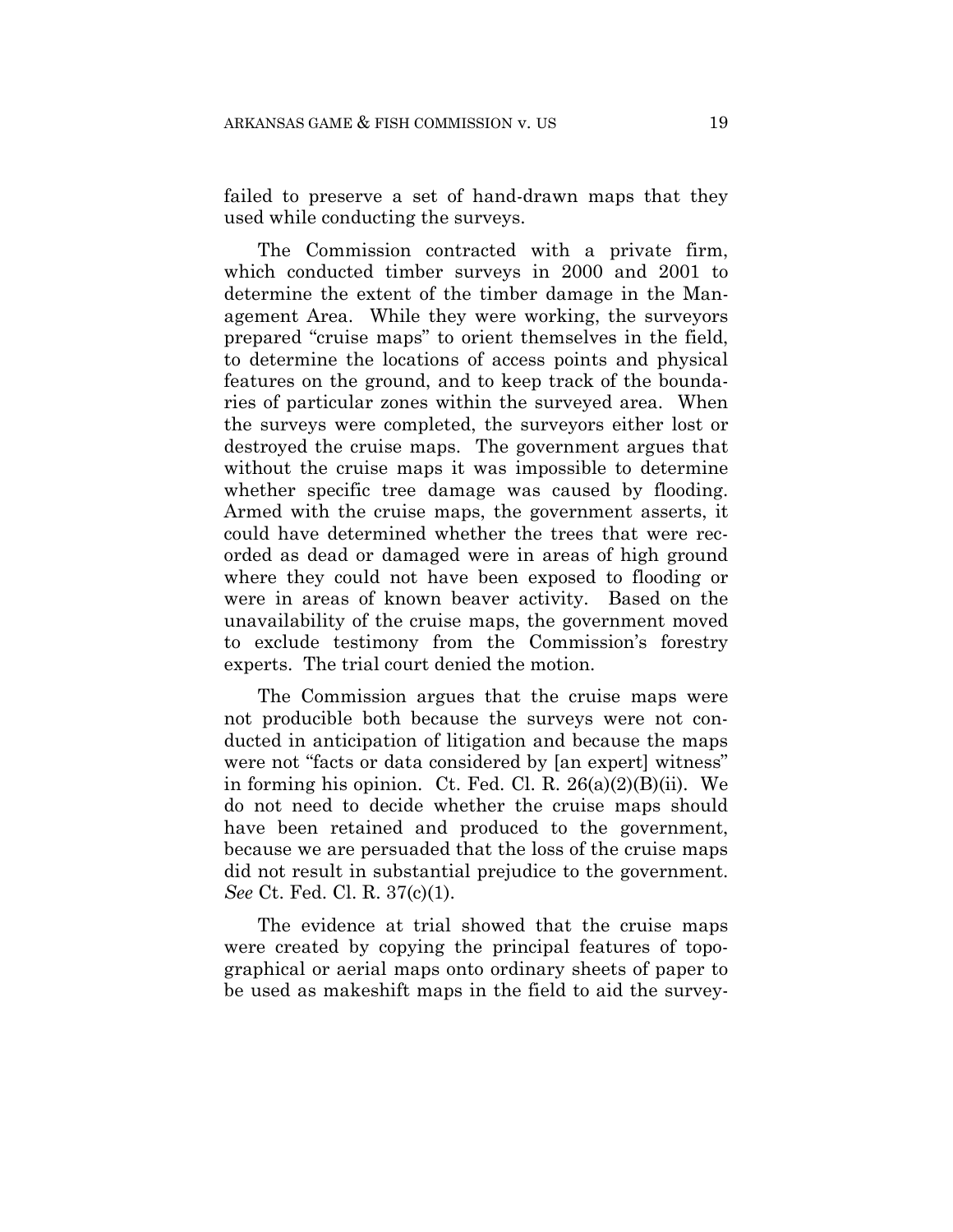failed to preserve a set of hand-drawn maps that they used while conducting the surveys.

The Commission contracted with a private firm, which conducted timber surveys in 2000 and 2001 to determine the extent of the timber damage in the Management Area. While they were working, the surveyors prepared "cruise maps" to orient themselves in the field, to determine the locations of access points and physical features on the ground, and to keep track of the boundaries of particular zones within the surveyed area. When the surveys were completed, the surveyors either lost or destroyed the cruise maps. The government argues that without the cruise maps it was impossible to determine whether specific tree damage was caused by flooding. Armed with the cruise maps, the government asserts, it could have determined whether the trees that were recorded as dead or damaged were in areas of high ground where they could not have been exposed to flooding or were in areas of known beaver activity. Based on the unavailability of the cruise maps, the government moved to exclude testimony from the Commission's forestry experts. The trial court denied the motion.

The Commission argues that the cruise maps were not producible both because the surveys were not conducted in anticipation of litigation and because the maps were not "facts or data considered by [an expert] witness" in forming his opinion. Ct. Fed. Cl. R. 26(a)(2)(B)(ii). We do not need to decide whether the cruise maps should have been retained and produced to the government, because we are persuaded that the loss of the cruise maps did not result in substantial prejudice to the government. *See* Ct. Fed. Cl. R. 37(c)(1).

The evidence at trial showed that the cruise maps were created by copying the principal features of topographical or aerial maps onto ordinary sheets of paper to be used as makeshift maps in the field to aid the survey-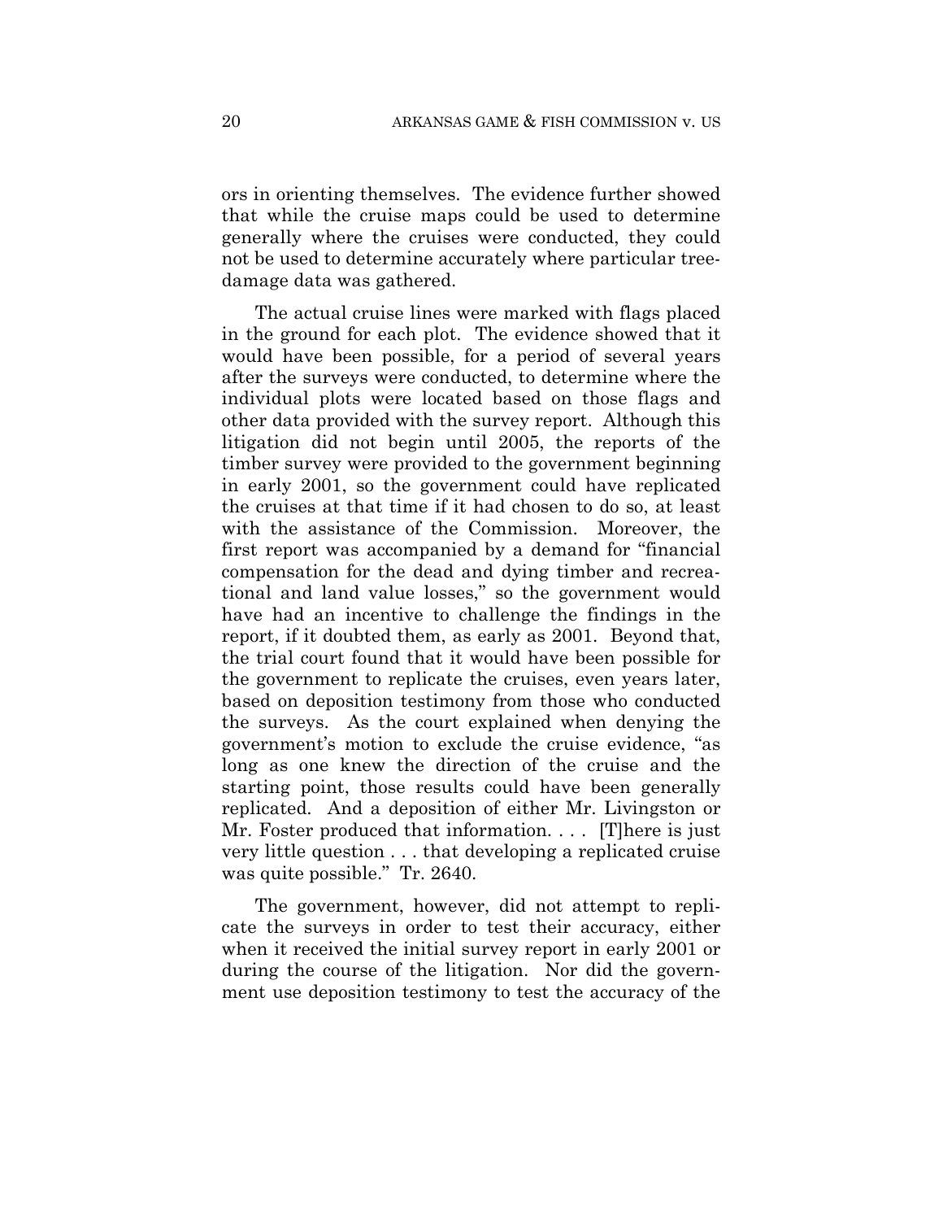ors in orienting themselves. The evidence further showed that while the cruise maps could be used to determine generally where the cruises were conducted, they could not be used to determine accurately where particular tree-damage data was gathered.

The actual cruise lines were marked with flags placed in the ground for each plot. The evidence showed that it would have been possible, for a period of several years after the surveys were conducted, to determine where the individual plots were located based on those flags and other data provided with the survey report. Although this litigation did not begin until 2005, the reports of the timber survey were provided to the government beginning in early 2001, so the government could have replicated the cruises at that time if it had chosen to do so, at least with the assistance of the Commission. Moreover, the first report was accompanied by a demand for "financial compensation for the dead and dying timber and recreational and land value losses," so the government would have had an incentive to challenge the findings in the report, if it doubted them, as early as 2001. Beyond that, the trial court found that it would have been possible for the government to replicate the cruises, even years later, based on deposition testimony from those who conducted the surveys. As the court explained when denying the government's motion to exclude the cruise evidence, "as long as one knew the direction of the cruise and the starting point, those results could have been generally replicated. And a deposition of either Mr. Livingston or Mr. Foster produced that information. . . . [T]here is just very little question . . . that developing a replicated cruise was quite possible." Tr. 2640.

The government, however, did not attempt to replicate the surveys in order to test their accuracy, either when it received the initial survey report in early 2001 or during the course of the litigation. Nor did the government use deposition testimony to test the accuracy of the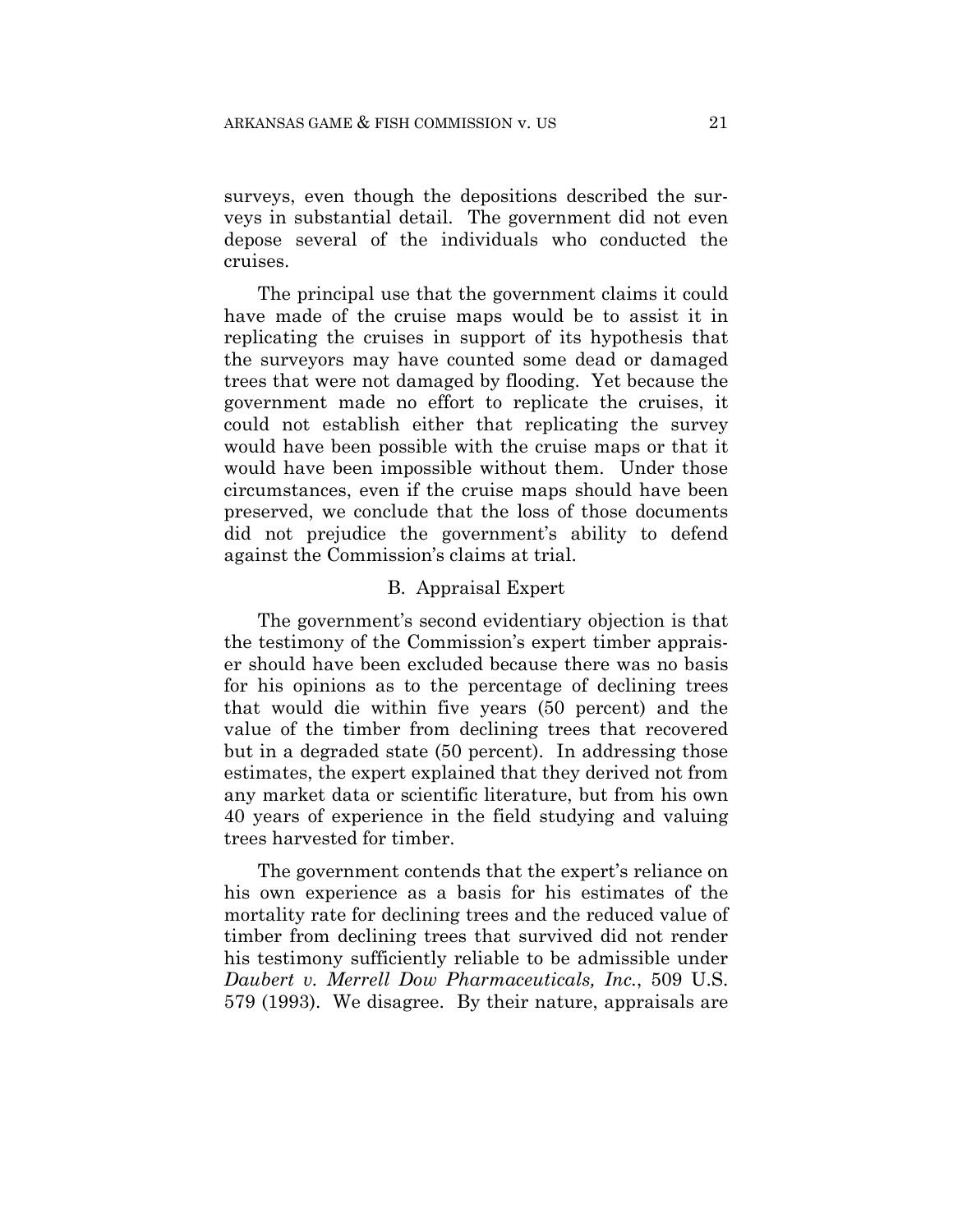surveys, even though the depositions described the surveys in substantial detail. The government did not even depose several of the individuals who conducted the cruises.

The principal use that the government claims it could have made of the cruise maps would be to assist it in replicating the cruises in support of its hypothesis that the surveyors may have counted some dead or damaged trees that were not damaged by flooding. Yet because the government made no effort to replicate the cruises, it could not establish either that replicating the survey would have been possible with the cruise maps or that it would have been impossible without them. Under those circumstances, even if the cruise maps should have been preserved, we conclude that the loss of those documents did not prejudice the government's ability to defend against the Commission's claims at trial.

### B. Appraisal Expert

The government's second evidentiary objection is that the testimony of the Commission's expert timber appraiser should have been excluded because there was no basis for his opinions as to the percentage of declining trees that would die within five years (50 percent) and the value of the timber from declining trees that recovered but in a degraded state (50 percent). In addressing those estimates, the expert explained that they derived not from any market data or scientific literature, but from his own 40 years of experience in the field studying and valuing trees harvested for timber.

The government contends that the expert's reliance on his own experience as a basis for his estimates of the mortality rate for declining trees and the reduced value of timber from declining trees that survived did not render his testimony sufficiently reliable to be admissible under *Daubert v. Merrell Dow Pharmaceuticals, Inc.*, 509 U.S. 579 (1993). We disagree. By their nature, appraisals are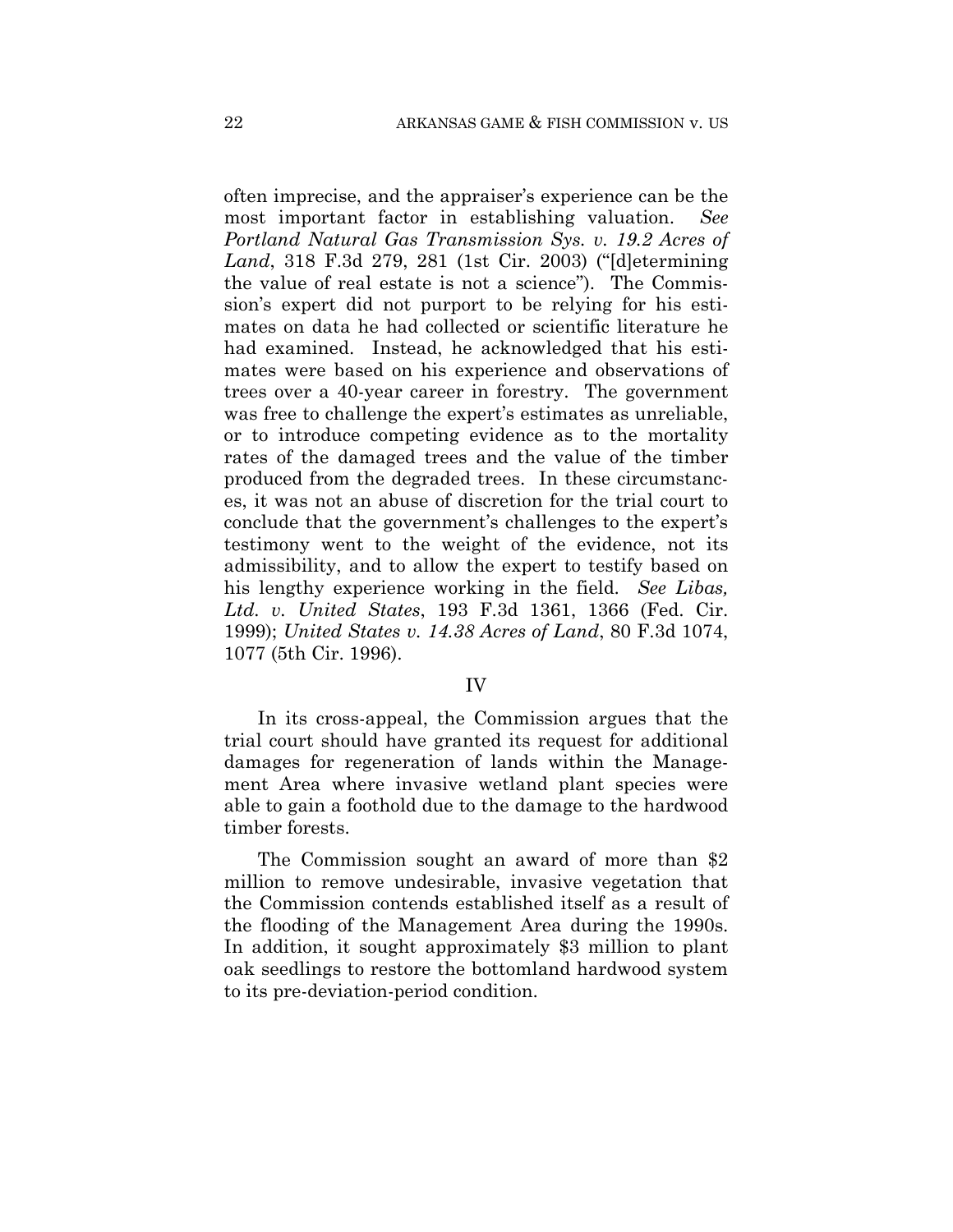often imprecise, and the appraiser's experience can be the most important factor in establishing valuation. *See Portland Natural Gas Transmission Sys. v. 19.2 Acres of Land*, 318 F.3d 279, 281 (1st Cir. 2003) ("[d]etermining the value of real estate is not a science"). The Commission's expert did not purport to be relying for his estimates on data he had collected or scientific literature he had examined. Instead, he acknowledged that his estimates were based on his experience and observations of trees over a 40-year career in forestry. The government was free to challenge the expert's estimates as unreliable, or to introduce competing evidence as to the mortality rates of the damaged trees and the value of the timber produced from the degraded trees. In these circumstances, it was not an abuse of discretion for the trial court to conclude that the government's challenges to the expert's testimony went to the weight of the evidence, not its admissibility, and to allow the expert to testify based on his lengthy experience working in the field. *See Libas, Ltd. v. United States*, 193 F.3d 1361, 1366 (Fed. Cir. 1999); *United States v. 14.38 Acres of Land*, 80 F.3d 1074, 1077 (5th Cir. 1996).

IV

In its cross-appeal, the Commission argues that the trial court should have granted its request for additional damages for regeneration of lands within the Management Area where invasive wetland plant species were able to gain a foothold due to the damage to the hardwood timber forests.

The Commission sought an award of more than $2 million to remove undesirable, invasive vegetation that the Commission contends established itself as a result of the flooding of the Management Area during the 1990s. In addition, it sought approximately $3 million to plant oak seedlings to restore the bottomland hardwood system to its pre-deviation-period condition.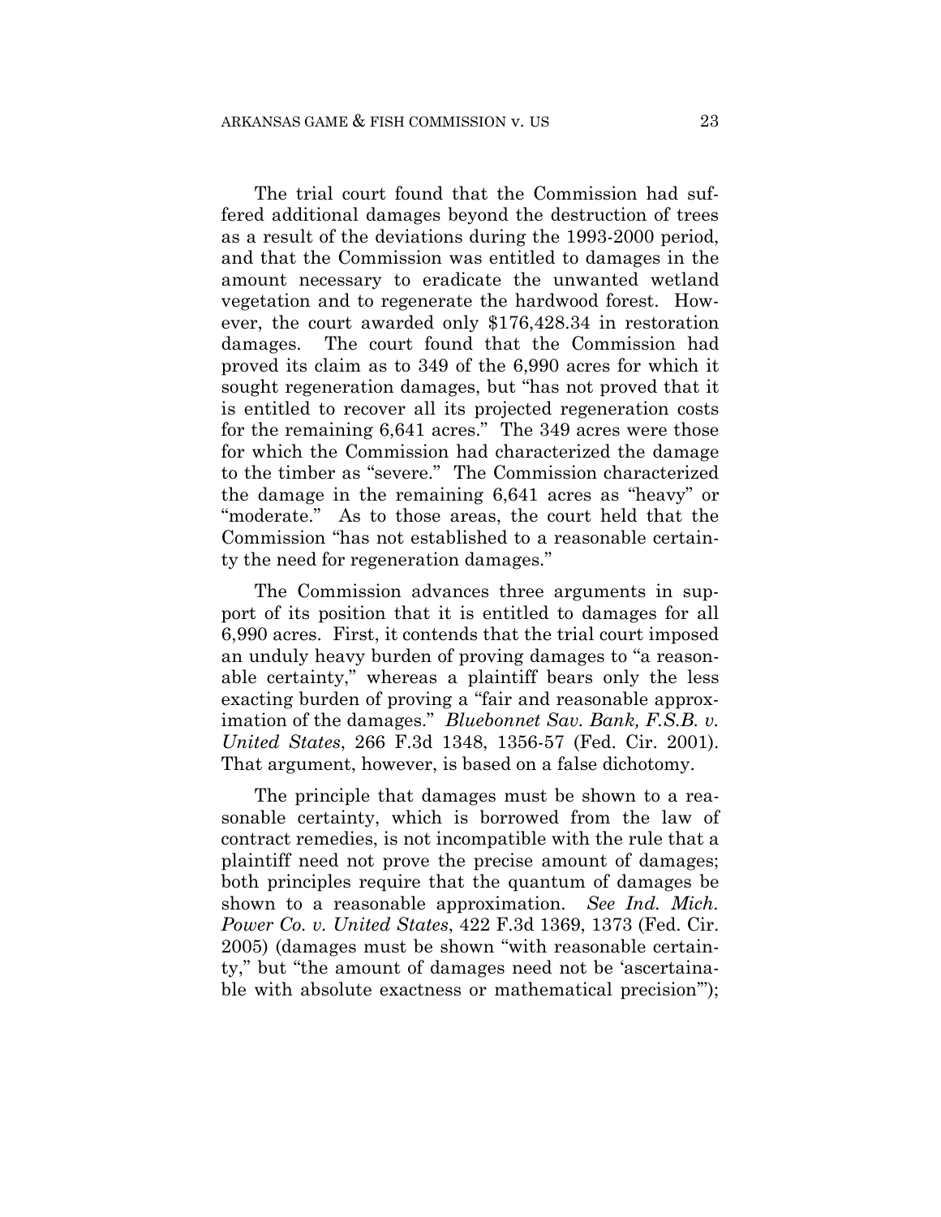The trial court found that the Commission had suffered additional damages beyond the destruction of trees as a result of the deviations during the 1993-2000 period, and that the Commission was entitled to damages in the amount necessary to eradicate the unwanted wetland vegetation and to regenerate the hardwood forest. However, the court awarded only $176,428.34 in restoration damages. The court found that the Commission had proved its claim as to 349 of the 6,990 acres for which it sought regeneration damages, but "has not proved that it is entitled to recover all its projected regeneration costs for the remaining 6,641 acres." The 349 acres were those for which the Commission had characterized the damage to the timber as "severe." The Commission characterized the damage in the remaining 6,641 acres as "heavy" or "moderate." As to those areas, the court held that the Commission "has not established to a reasonable certainty the need for regeneration damages."

The Commission advances three arguments in support of its position that it is entitled to damages for all 6,990 acres. First, it contends that the trial court imposed an unduly heavy burden of proving damages to "a reasonable certainty," whereas a plaintiff bears only the less exacting burden of proving a "fair and reasonable approximation of the damages." *Bluebonnet Sav. Bank, F.S.B. v. United States*, 266 F.3d 1348, 1356-57 (Fed. Cir. 2001). That argument, however, is based on a false dichotomy.

The principle that damages must be shown to a reasonable certainty, which is borrowed from the law of contract remedies, is not incompatible with the rule that a plaintiff need not prove the precise amount of damages; both principles require that the quantum of damages be shown to a reasonable approximation. *See Ind. Mich. Power Co. v. United States*, 422 F.3d 1369, 1373 (Fed. Cir. 2005) (damages must be shown "with reasonable certainty," but "the amount of damages need not be 'ascertainable with absolute exactness or mathematical precision'");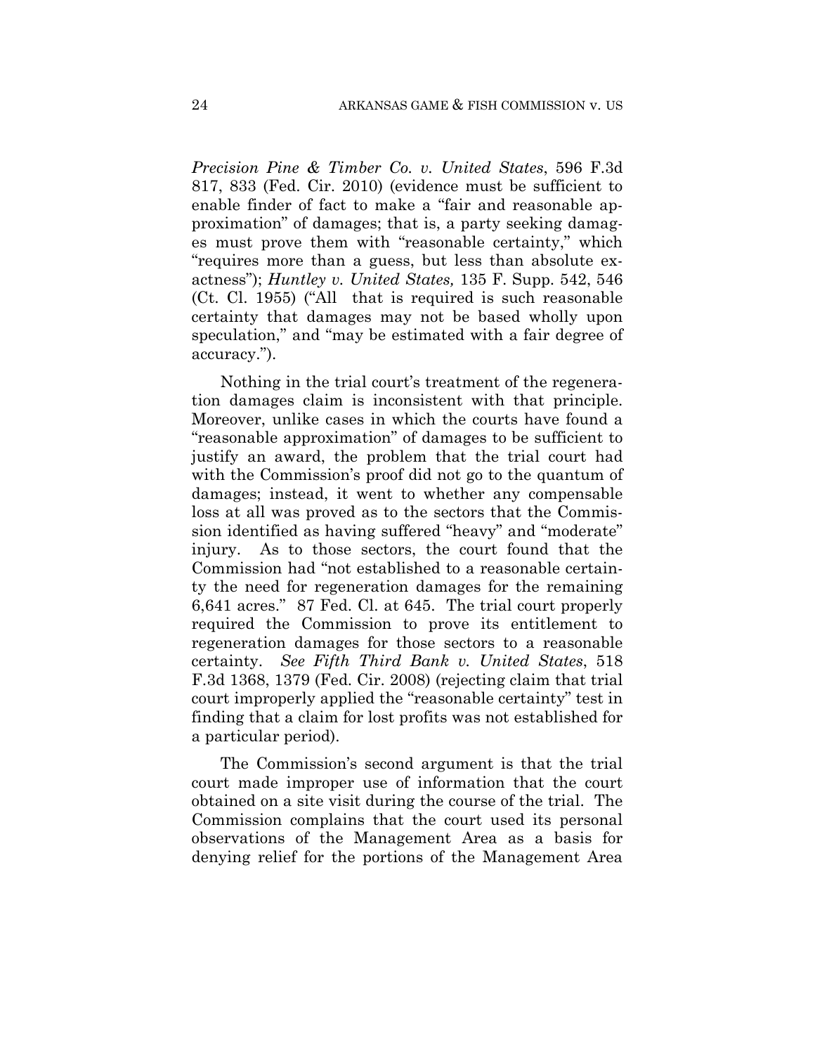*Precision Pine & Timber Co. v. United States*, 596 F.3d 817, 833 (Fed. Cir. 2010) (evidence must be sufficient to enable finder of fact to make a "fair and reasonable approximation" of damages; that is, a party seeking damages must prove them with "reasonable certainty," which "requires more than a guess, but less than absolute exactness"); *Huntley v. United States,* 135 F. Supp. 542, 546 (Ct. Cl. 1955) ("All that is required is such reasonable certainty that damages may not be based wholly upon speculation," and "may be estimated with a fair degree of accuracy.").

Nothing in the trial court's treatment of the regeneration damages claim is inconsistent with that principle. Moreover, unlike cases in which the courts have found a "reasonable approximation" of damages to be sufficient to justify an award, the problem that the trial court had with the Commission's proof did not go to the quantum of damages; instead, it went to whether any compensable loss at all was proved as to the sectors that the Commission identified as having suffered "heavy" and "moderate" injury. As to those sectors, the court found that the Commission had "not established to a reasonable certainty the need for regeneration damages for the remaining 6,641 acres." 87 Fed. Cl. at 645. The trial court properly required the Commission to prove its entitlement to regeneration damages for those sectors to a reasonable certainty. *See Fifth Third Bank v. United States*, 518 F.3d 1368, 1379 (Fed. Cir. 2008) (rejecting claim that trial court improperly applied the "reasonable certainty" test in finding that a claim for lost profits was not established for a particular period).

The Commission's second argument is that the trial court made improper use of information that the court obtained on a site visit during the course of the trial. The Commission complains that the court used its personal observations of the Management Area as a basis for denying relief for the portions of the Management Area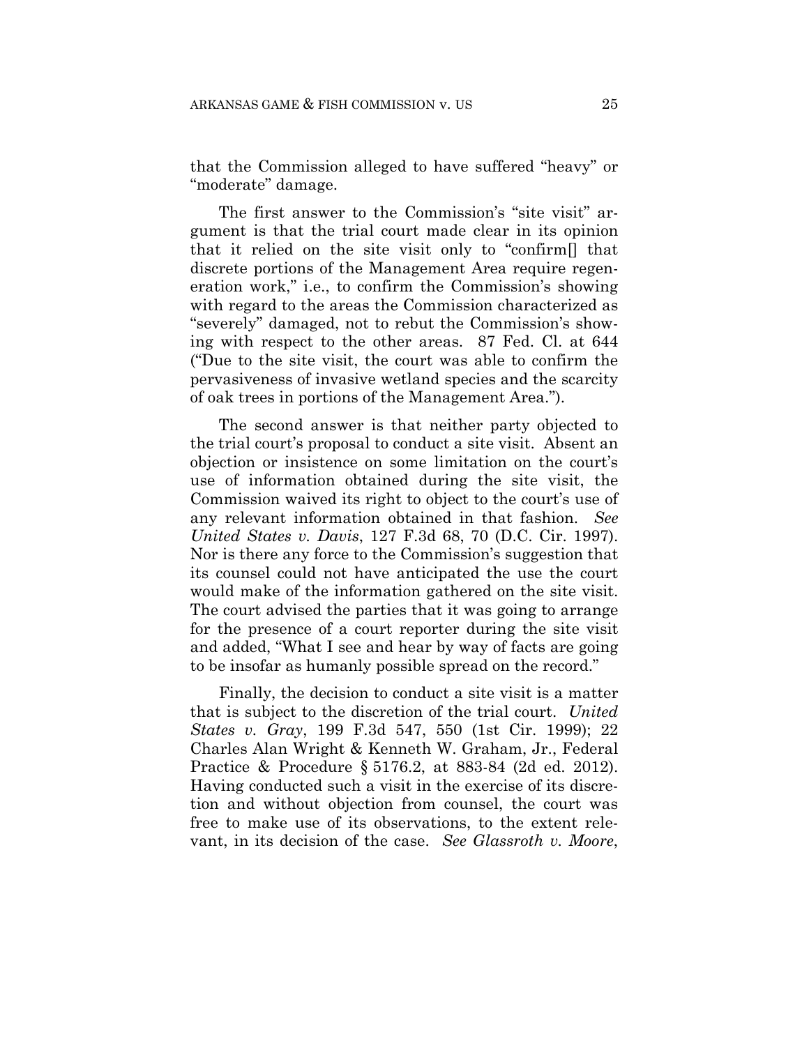that the Commission alleged to have suffered "heavy" or "moderate" damage.

The first answer to the Commission's "site visit" argument is that the trial court made clear in its opinion that it relied on the site visit only to "confirm[] that discrete portions of the Management Area require regeneration work," i.e., to confirm the Commission's showing with regard to the areas the Commission characterized as "severely" damaged, not to rebut the Commission's showing with respect to the other areas. 87 Fed. Cl. at 644 ("Due to the site visit, the court was able to confirm the pervasiveness of invasive wetland species and the scarcity of oak trees in portions of the Management Area.").

The second answer is that neither party objected to the trial court's proposal to conduct a site visit. Absent an objection or insistence on some limitation on the court's use of information obtained during the site visit, the Commission waived its right to object to the court's use of any relevant information obtained in that fashion. *See United States v. Davis*, 127 F.3d 68, 70 (D.C. Cir. 1997). Nor is there any force to the Commission's suggestion that its counsel could not have anticipated the use the court would make of the information gathered on the site visit. The court advised the parties that it was going to arrange for the presence of a court reporter during the site visit and added, "What I see and hear by way of facts are going to be insofar as humanly possible spread on the record."

Finally, the decision to conduct a site visit is a matter that is subject to the discretion of the trial court. *United States v. Gray*, 199 F.3d 547, 550 (1st Cir. 1999); 22 Charles Alan Wright & Kenneth W. Graham, Jr., Federal Practice & Procedure § 5176.2, at 883-84 (2d ed. 2012). Having conducted such a visit in the exercise of its discretion and without objection from counsel, the court was free to make use of its observations, to the extent relevant, in its decision of the case. *See Glassroth v. Moore*,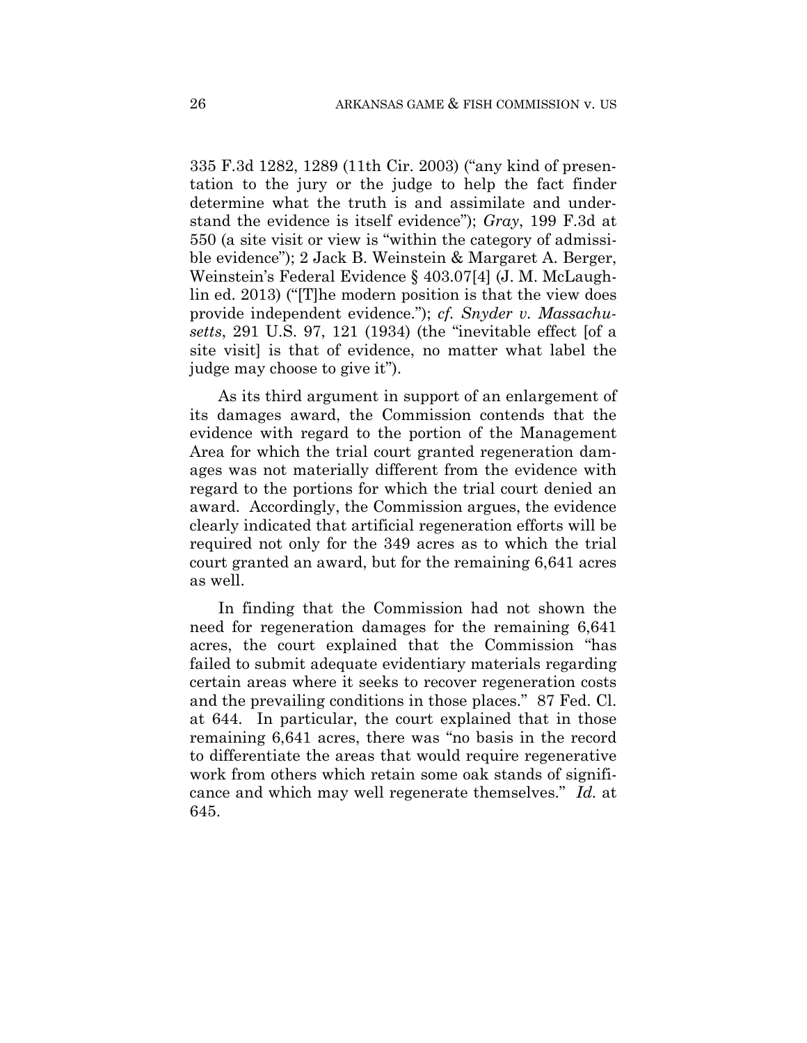335 F.3d 1282, 1289 (11th Cir. 2003) ("any kind of presentation to the jury or the judge to help the fact finder determine what the truth is and assimilate and understand the evidence is itself evidence"); *Gray*, 199 F.3d at 550 (a site visit or view is "within the category of admissible evidence"); 2 Jack B. Weinstein & Margaret A. Berger, Weinstein's Federal Evidence § 403.07[4] (J. M. McLaughlin ed. 2013) ("[T]he modern position is that the view does provide independent evidence."); *cf. Snyder v. Massachusetts*, 291 U.S. 97, 121 (1934) (the "inevitable effect [of a site visit] is that of evidence, no matter what label the judge may choose to give it").

As its third argument in support of an enlargement of its damages award, the Commission contends that the evidence with regard to the portion of the Management Area for which the trial court granted regeneration damages was not materially different from the evidence with regard to the portions for which the trial court denied an award. Accordingly, the Commission argues, the evidence clearly indicated that artificial regeneration efforts will be required not only for the 349 acres as to which the trial court granted an award, but for the remaining 6,641 acres as well.

In finding that the Commission had not shown the need for regeneration damages for the remaining 6,641 acres, the court explained that the Commission "has failed to submit adequate evidentiary materials regarding certain areas where it seeks to recover regeneration costs and the prevailing conditions in those places." 87 Fed. Cl. at 644. In particular, the court explained that in those remaining 6,641 acres, there was "no basis in the record to differentiate the areas that would require regenerative work from others which retain some oak stands of significance and which may well regenerate themselves." *Id.* at 645.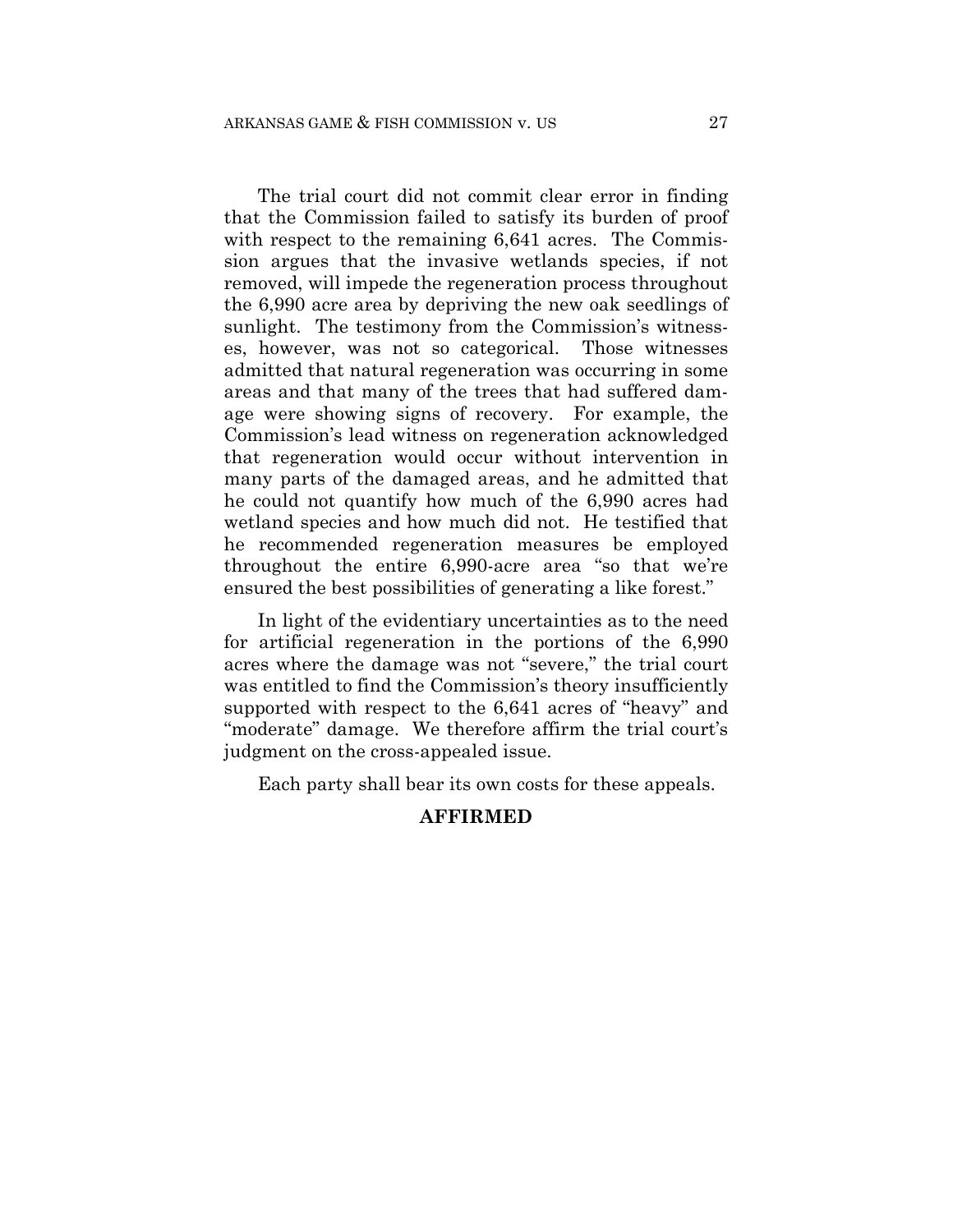The trial court did not commit clear error in finding that the Commission failed to satisfy its burden of proof with respect to the remaining 6,641 acres. The Commission argues that the invasive wetlands species, if not removed, will impede the regeneration process throughout the 6,990 acre area by depriving the new oak seedlings of sunlight. The testimony from the Commission's witnesses, however, was not so categorical. Those witnesses admitted that natural regeneration was occurring in some areas and that many of the trees that had suffered damage were showing signs of recovery. For example, the Commission's lead witness on regeneration acknowledged that regeneration would occur without intervention in many parts of the damaged areas, and he admitted that he could not quantify how much of the 6,990 acres had wetland species and how much did not. He testified that he recommended regeneration measures be employed throughout the entire 6,990-acre area "so that we're ensured the best possibilities of generating a like forest."

In light of the evidentiary uncertainties as to the need for artificial regeneration in the portions of the 6,990 acres where the damage was not "severe," the trial court was entitled to find the Commission's theory insufficiently supported with respect to the 6,641 acres of "heavy" and "moderate" damage. We therefore affirm the trial court's judgment on the cross-appealed issue.

Each party shall bear its own costs for these appeals.

**AFFIRMED**